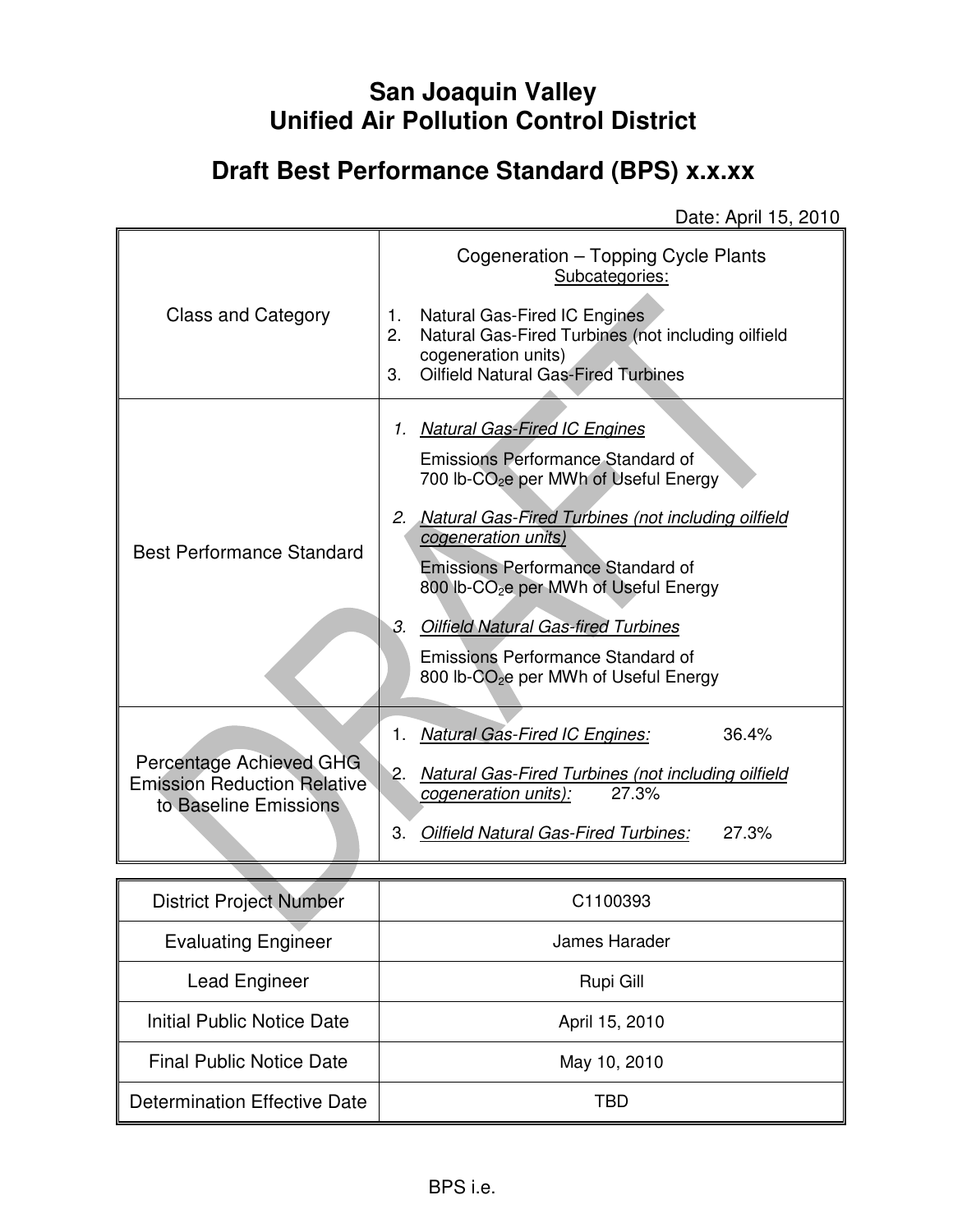# San Joaquin Valley Unified Air Pollution Control District

## Draft Best Performance Standard (BPS) x.x.xx

Date: April 15, 2010

| Class and Category | Cogeneration – Topping Cycle Plants<br>Subcategories:<br>1. Natural Gas-Fired IC Engines<br>2. Natural Gas-Fired Turbines (not including oilfield cogeneration units)<br>3. Oilfield Natural Gas-Fired Turbines |
|---|---|
| Best Performance Standard | 1. *Natural Gas-Fired IC Engines*<br>Emissions Performance Standard of 700 lb-$CO_2e$ per MWh of Useful Energy<br>2. *Natural Gas-Fired Turbines (not including oilfield cogeneration units)*<br>Emissions Performance Standard of 800 lb-$CO_2e$ per MWh of Useful Energy<br>3. *Oilfield Natural Gas-fired Turbines*<br>Emissions Performance Standard of 800 lb-$CO_2e$ per MWh of Useful Energy |
| Percentage Achieved GHG Emission Reduction Relative to Baseline Emissions | 1. *Natural Gas-Fired IC Engines:* 36.4%<br>2. *Natural Gas-Fired Turbines (not including oilfield cogeneration units):* 27.3%<br>3. *Oilfield Natural Gas-Fired Turbines:* 27.3% |

| District Project Number | C1100393 |
|---|---|
| Evaluating Engineer | James Harader |
| Lead Engineer | Rupi Gill |
| Initial Public Notice Date | April 15, 2010 |
| Final Public Notice Date | May 10, 2010 |
| Determination Effective Date | TBD |

BPS i.e.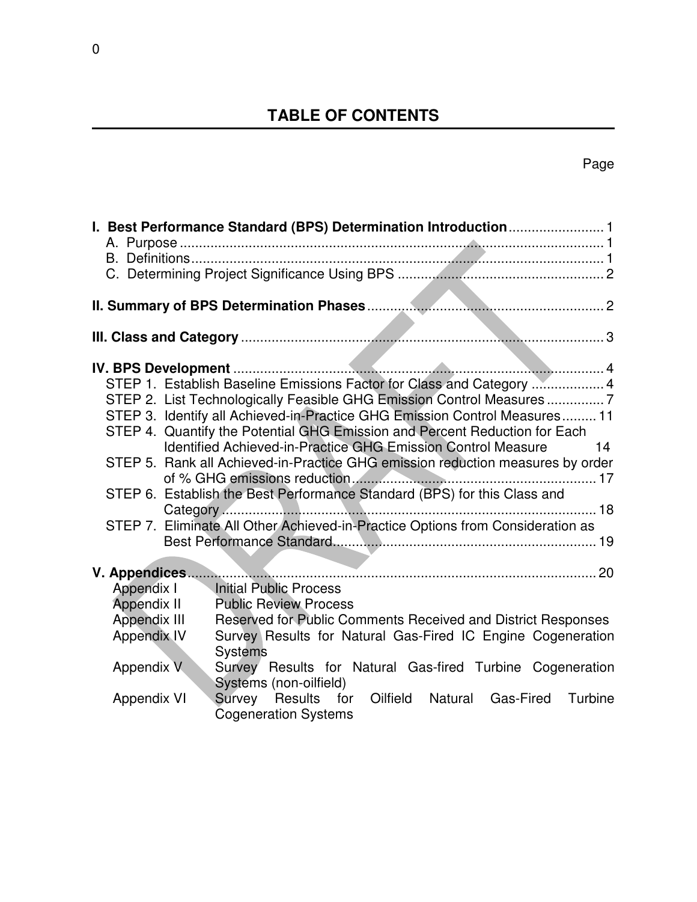# TABLE OF CONTENTS

| | Page |
|---|---|
| **I. Best Performance Standard (BPS) Determination Introduction** | 1 |
| A. Purpose | 1 |
| B. Definitions | 1 |
| C. Determining Project Significance Using BPS | 2 |
| **II. Summary of BPS Determination Phases** | 2 |
| **III. Class and Category** | 3 |
| **IV. BPS Development** | 4 |
| STEP 1. Establish Baseline Emissions Factor for Class and Category | 4 |
| STEP 2. List Technologically Feasible GHG Emission Control Measures | 7 |
| STEP 3. Identify all Achieved-in-Practice GHG Emission Control Measures | 11 |
| STEP 4. Quantify the Potential GHG Emission and Percent Reduction for Each Identified Achieved-in-Practice GHG Emission Control Measure | 14 |
| STEP 5. Rank all Achieved-in-Practice GHG emission reduction measures by order of % GHG emissions reduction | 17 |
| STEP 6. Establish the Best Performance Standard (BPS) for this Class and Category | 18 |
| STEP 7. Eliminate All Other Achieved-in-Practice Options from Consideration as Best Performance Standard | 19 |
| **V. Appendices** | 20 |

| | |
|---|---|
| Appendix I | Initial Public Process |
| Appendix II | Public Review Process |
| Appendix III | Reserved for Public Comments Received and District Responses |
| Appendix IV | Survey Results for Natural Gas-Fired IC Engine Cogeneration Systems |
| Appendix V | Survey Results for Natural Gas-fired Turbine Cogeneration Systems (non-oilfield) |
| Appendix VI | Survey Results for Oilfield Natural Gas-Fired Turbine Cogeneration Systems |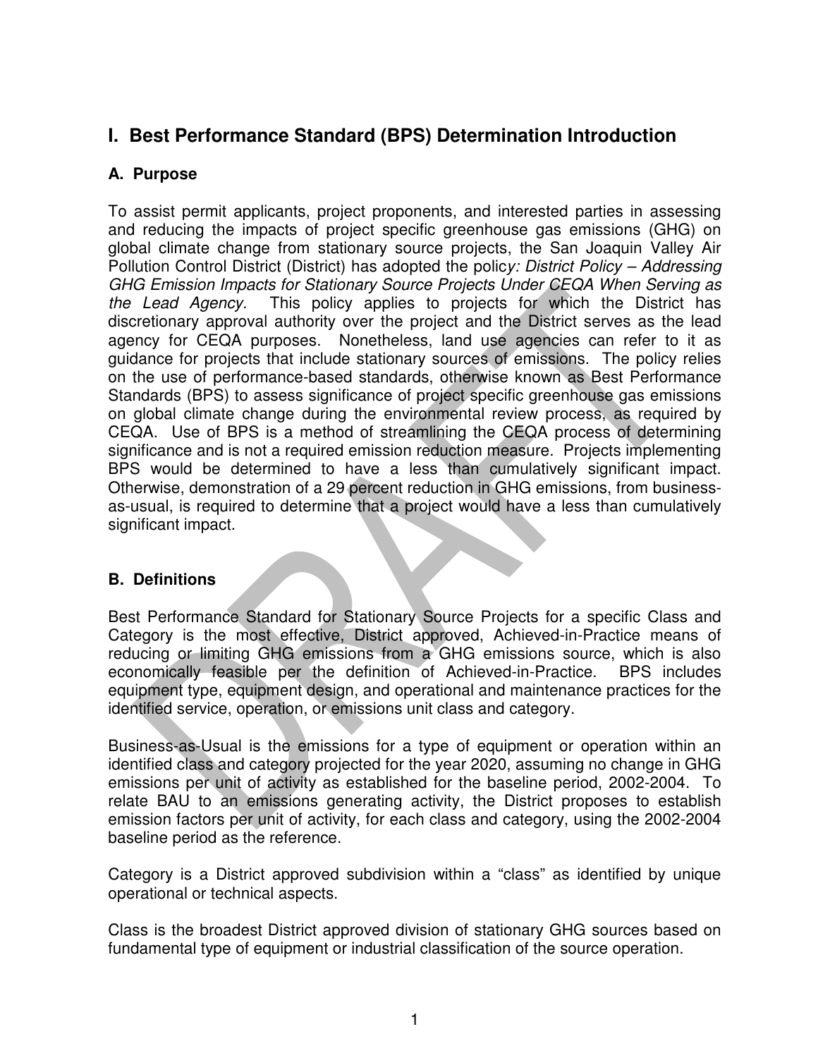# I. Best Performance Standard (BPS) Determination Introduction

## A. Purpose

To assist permit applicants, project proponents, and interested parties in assessing and reducing the impacts of project specific greenhouse gas emissions (GHG) on global climate change from stationary source projects, the San Joaquin Valley Air Pollution Control District (District) has adopted the polic*y: District Policy – Addressing GHG Emission Impacts for Stationary Source Projects Under CEQA When Serving as the Lead Agency.* This policy applies to projects for which the District has discretionary approval authority over the project and the District serves as the lead agency for CEQA purposes. Nonetheless, land use agencies can refer to it as guidance for projects that include stationary sources of emissions. The policy relies on the use of performance-based standards, otherwise known as Best Performance Standards (BPS) to assess significance of project specific greenhouse gas emissions on global climate change during the environmental review process, as required by CEQA. Use of BPS is a method of streamlining the CEQA process of determining significance and is not a required emission reduction measure. Projects implementing BPS would be determined to have a less than cumulatively significant impact. Otherwise, demonstration of a 29 percent reduction in GHG emissions, from business-as-usual, is required to determine that a project would have a less than cumulatively significant impact.

## B. Definitions

Best Performance Standard for Stationary Source Projects for a specific Class and Category is the most effective, District approved, Achieved-in-Practice means of reducing or limiting GHG emissions from a GHG emissions source, which is also economically feasible per the definition of Achieved-in-Practice. BPS includes equipment type, equipment design, and operational and maintenance practices for the identified service, operation, or emissions unit class and category.

Business-as-Usual is the emissions for a type of equipment or operation within an identified class and category projected for the year 2020, assuming no change in GHG emissions per unit of activity as established for the baseline period, 2002-2004. To relate BAU to an emissions generating activity, the District proposes to establish emission factors per unit of activity, for each class and category, using the 2002-2004 baseline period as the reference.

Category is a District approved subdivision within a "class" as identified by unique operational or technical aspects.

Class is the broadest District approved division of stationary GHG sources based on fundamental type of equipment or industrial classification of the source operation.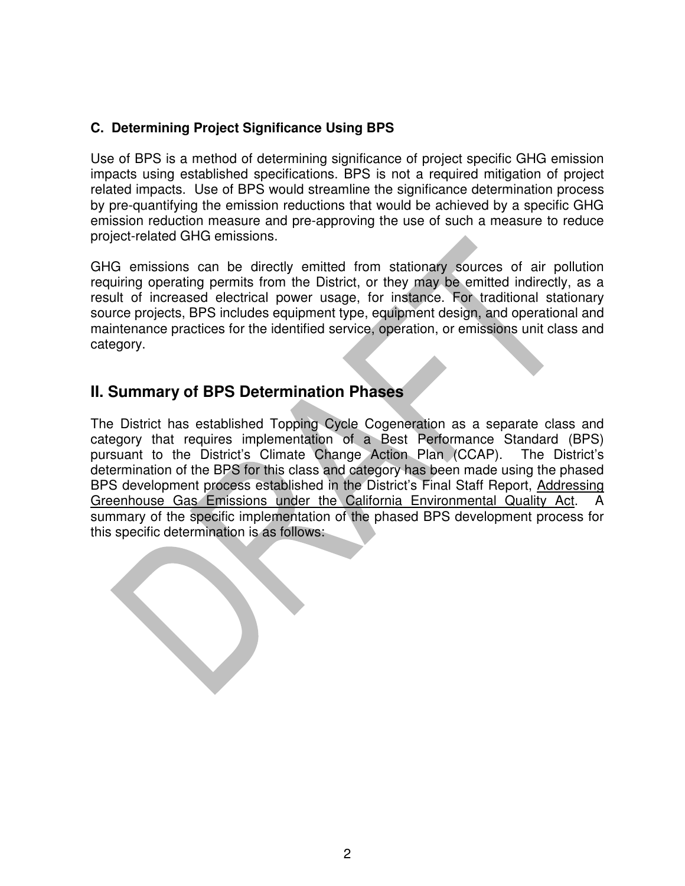### C. Determining Project Significance Using BPS

Use of BPS is a method of determining significance of project specific GHG emission impacts using established specifications. BPS is not a required mitigation of project related impacts. Use of BPS would streamline the significance determination process by pre-quantifying the emission reductions that would be achieved by a specific GHG emission reduction measure and pre-approving the use of such a measure to reduce project-related GHG emissions.

GHG emissions can be directly emitted from stationary sources of air pollution requiring operating permits from the District, or they may be emitted indirectly, as a result of increased electrical power usage, for instance. For traditional stationary source projects, BPS includes equipment type, equipment design, and operational and maintenance practices for the identified service, operation, or emissions unit class and category.

## II. Summary of BPS Determination Phases

The District has established Topping Cycle Cogeneration as a separate class and category that requires implementation of a Best Performance Standard (BPS) pursuant to the District's Climate Change Action Plan (CCAP). The District's determination of the BPS for this class and category has been made using the phased BPS development process established in the District's Final Staff Report, Addressing Greenhouse Gas Emissions under the California Environmental Quality Act. A summary of the specific implementation of the phased BPS development process for this specific determination is as follows: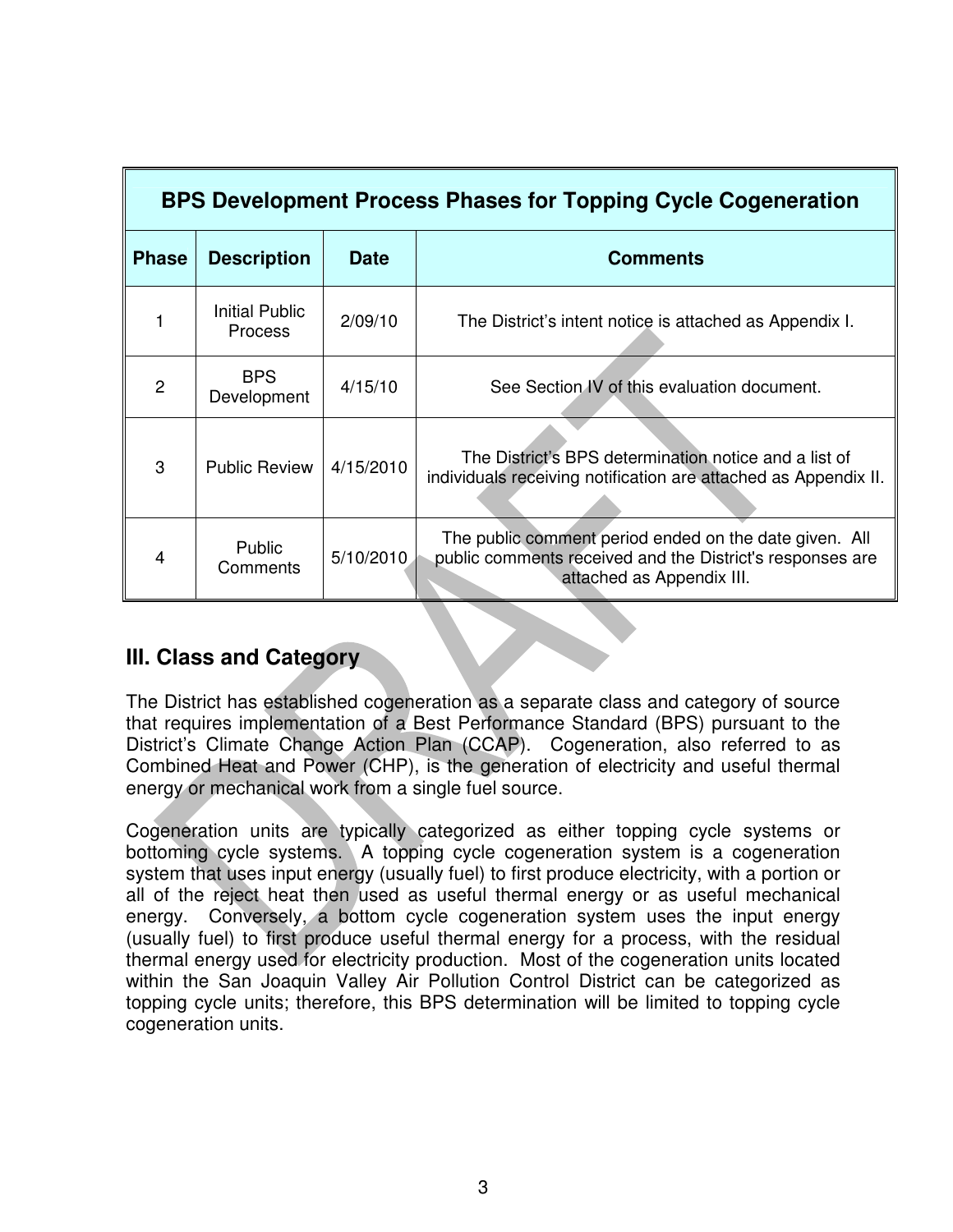| BPS Development Process Phases for Topping Cycle Cogeneration | | | |
|---|---|---|---|
| **Phase** | **Description** | **Date** | **Comments** |
| 1 | Initial Public Process | 2/09/10 | The District's intent notice is attached as Appendix I. |
| 2 | BPS Development | 4/15/10 | See Section IV of this evaluation document. |
| 3 | Public Review | 4/15/2010 | The District's BPS determination notice and a list of individuals receiving notification are attached as Appendix II. |
| 4 | Public Comments | 5/10/2010 | The public comment period ended on the date given. All public comments received and the District's responses are attached as Appendix III. |

## III. Class and Category

The District has established cogeneration as a separate class and category of source that requires implementation of a Best Performance Standard (BPS) pursuant to the District's Climate Change Action Plan (CCAP). Cogeneration, also referred to as Combined Heat and Power (CHP), is the generation of electricity and useful thermal energy or mechanical work from a single fuel source.

Cogeneration units are typically categorized as either topping cycle systems or bottoming cycle systems. A topping cycle cogeneration system is a cogeneration system that uses input energy (usually fuel) to first produce electricity, with a portion or all of the reject heat then used as useful thermal energy or as useful mechanical energy. Conversely, a bottom cycle cogeneration system uses the input energy (usually fuel) to first produce useful thermal energy for a process, with the residual thermal energy used for electricity production. Most of the cogeneration units located within the San Joaquin Valley Air Pollution Control District can be categorized as topping cycle units; therefore, this BPS determination will be limited to topping cycle cogeneration units.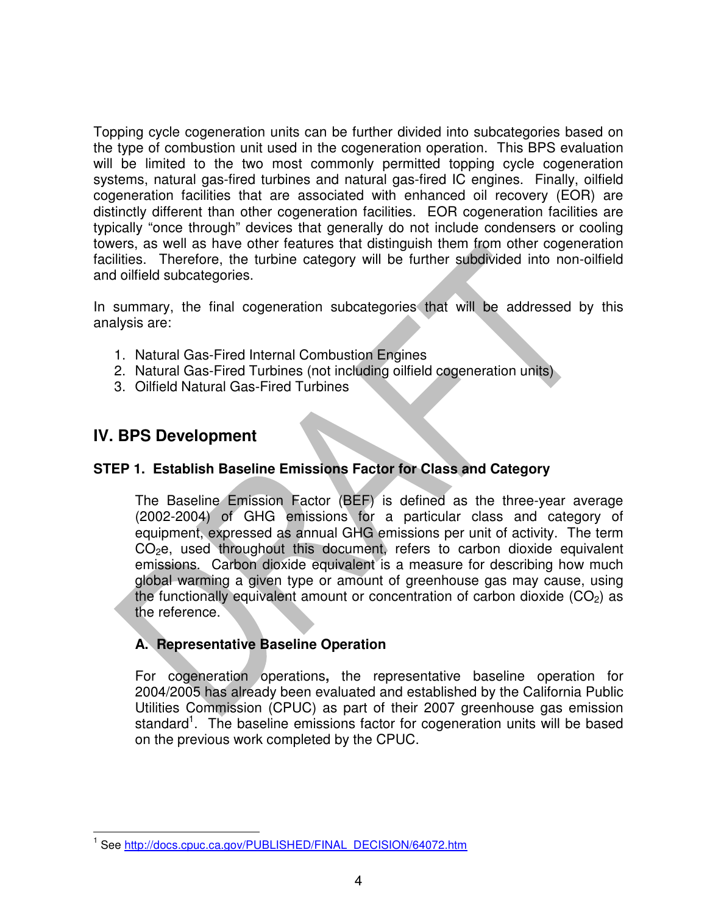Topping cycle cogeneration units can be further divided into subcategories based on the type of combustion unit used in the cogeneration operation. This BPS evaluation will be limited to the two most commonly permitted topping cycle cogeneration systems, natural gas-fired turbines and natural gas-fired IC engines. Finally, oilfield cogeneration facilities that are associated with enhanced oil recovery (EOR) are distinctly different than other cogeneration facilities. EOR cogeneration facilities are typically "once through" devices that generally do not include condensers or cooling towers, as well as have other features that distinguish them from other cogeneration facilities. Therefore, the turbine category will be further subdivided into non-oilfield and oilfield subcategories.

In summary, the final cogeneration subcategories that will be addressed by this analysis are:

1. Natural Gas-Fired Internal Combustion Engines
2. Natural Gas-Fired Turbines (not including oilfield cogeneration units)
3. Oilfield Natural Gas-Fired Turbines

## IV. BPS Development

### STEP 1. Establish Baseline Emissions Factor for Class and Category

The Baseline Emission Factor (BEF) is defined as the three-year average (2002-2004) of GHG emissions for a particular class and category of equipment, expressed as annual GHG emissions per unit of activity. The term $CO_2e$, used throughout this document, refers to carbon dioxide equivalent emissions. Carbon dioxide equivalent is a measure for describing how much global warming a given type or amount of greenhouse gas may cause, using the functionally equivalent amount or concentration of carbon dioxide ($CO_2$) as the reference.

#### A. Representative Baseline Operation

For cogeneration operations**,** the representative baseline operation for 2004/2005 has already been evaluated and established by the California Public Utilities Commission (CPUC) as part of their 2007 greenhouse gas emission standard[1]. The baseline emissions factor for cogeneration units will be based on the previous work completed by the CPUC.

[1] See http://docs.cpuc.ca.gov/PUBLISHED/FINAL_DECISION/64072.htm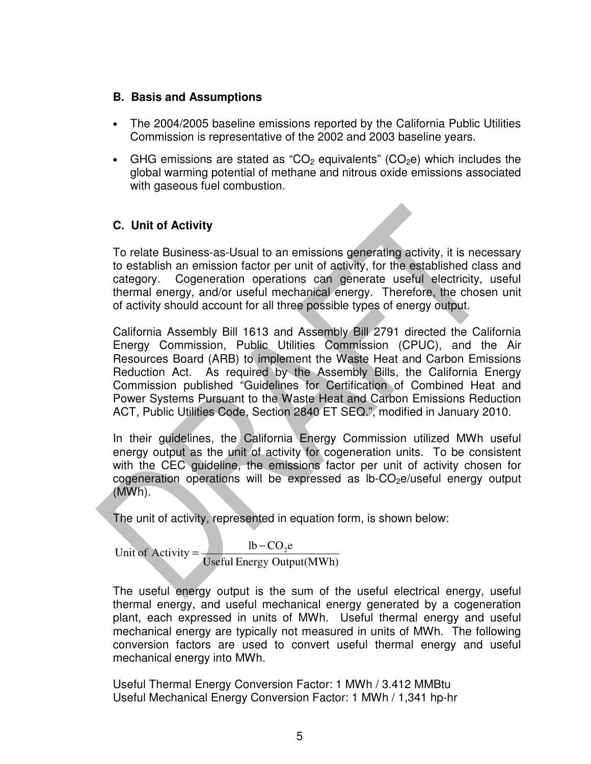### B. Basis and Assumptions

- The 2004/2005 baseline emissions reported by the California Public Utilities Commission is representative of the 2002 and 2003 baseline years.
- GHG emissions are stated as "$CO_2$ equivalents" ($CO_2e$) which includes the global warming potential of methane and nitrous oxide emissions associated with gaseous fuel combustion.

### C. Unit of Activity

To relate Business-as-Usual to an emissions generating activity, it is necessary to establish an emission factor per unit of activity, for the established class and category. Cogeneration operations can generate useful electricity, useful thermal energy, and/or useful mechanical energy. Therefore, the chosen unit of activity should account for all three possible types of energy output.

California Assembly Bill 1613 and Assembly Bill 2791 directed the California Energy Commission, Public Utilities Commission (CPUC), and the Air Resources Board (ARB) to implement the Waste Heat and Carbon Emissions Reduction Act. As required by the Assembly Bills, the California Energy Commission published "Guidelines for Certification of Combined Heat and Power Systems Pursuant to the Waste Heat and Carbon Emissions Reduction ACT, Public Utilities Code, Section 2840 ET SEQ.", modified in January 2010.

In their guidelines, the California Energy Commission utilized MWh useful energy output as the unit of activity for cogeneration units. To be consistent with the CEC guideline, the emissions factor per unit of activity chosen for cogeneration operations will be expressed as lb-$CO_2e$/useful energy output (MWh).

The unit of activity, represented in equation form, is shown below:

$$\text{Unit of Activity} = \frac{\text{lb} - \text{CO}_2\text{e}}{\text{Useful Energy Output(MWh)}}$$

The useful energy output is the sum of the useful electrical energy, useful thermal energy, and useful mechanical energy generated by a cogeneration plant, each expressed in units of MWh. Useful thermal energy and useful mechanical energy are typically not measured in units of MWh. The following conversion factors are used to convert useful thermal energy and useful mechanical energy into MWh.

Useful Thermal Energy Conversion Factor: 1 MWh / 3.412 MMBtu
Useful Mechanical Energy Conversion Factor: 1 MWh / 1,341 hp-hr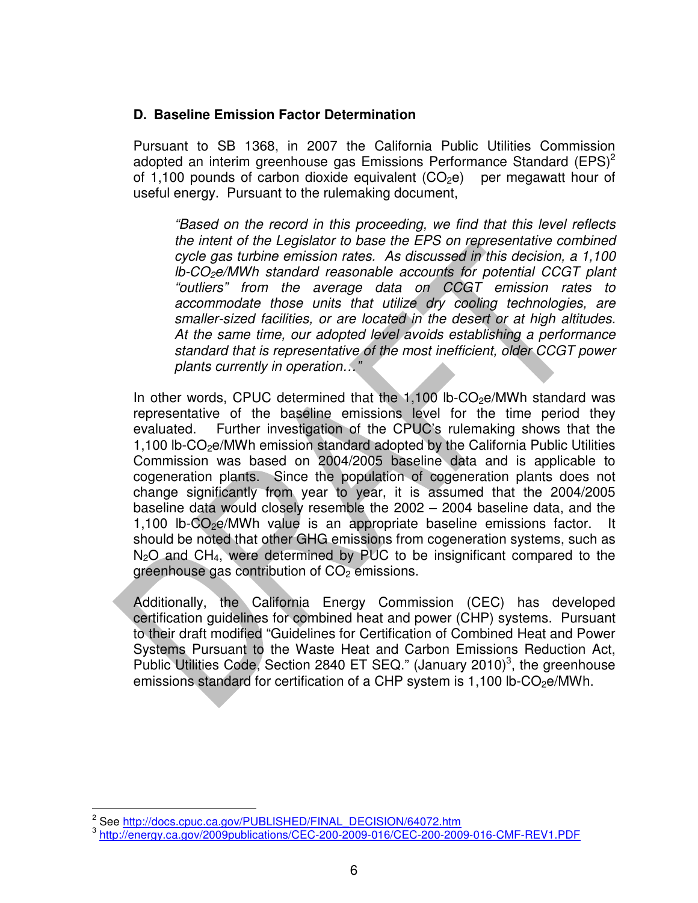### D. Baseline Emission Factor Determination

Pursuant to SB 1368, in 2007 the California Public Utilities Commission adopted an interim greenhouse gas Emissions Performance Standard (EPS)[2] of 1,100 pounds of carbon dioxide equivalent ($CO_2e$) per megawatt hour of useful energy. Pursuant to the rulemaking document,

> *"Based on the record in this proceeding, we find that this level reflects the intent of the Legislator to base the EPS on representative combined cycle gas turbine emission rates. As discussed in this decision, a 1,100 lb-$CO_2e$/MWh standard reasonable accounts for potential CCGT plant "outliers" from the average data on CCGT emission rates to accommodate those units that utilize dry cooling technologies, are smaller-sized facilities, or are located in the desert or at high altitudes. At the same time, our adopted level avoids establishing a performance standard that is representative of the most inefficient, older CCGT power plants currently in operation…"*

In other words, CPUC determined that the 1,100 lb-$CO_2e$/MWh standard was representative of the baseline emissions level for the time period they evaluated. Further investigation of the CPUC's rulemaking shows that the 1,100 lb-$CO_2e$/MWh emission standard adopted by the California Public Utilities Commission was based on 2004/2005 baseline data and is applicable to cogeneration plants. Since the population of cogeneration plants does not change significantly from year to year, it is assumed that the 2004/2005 baseline data would closely resemble the 2002 – 2004 baseline data, and the 1,100 lb-$CO_2e$/MWh value is an appropriate baseline emissions factor. It should be noted that other GHG emissions from cogeneration systems, such as $N_2O$ and $CH_4$, were determined by PUC to be insignificant compared to the greenhouse gas contribution of $CO_2$ emissions.

Additionally, the California Energy Commission (CEC) has developed certification guidelines for combined heat and power (CHP) systems. Pursuant to their draft modified "Guidelines for Certification of Combined Heat and Power Systems Pursuant to the Waste Heat and Carbon Emissions Reduction Act, Public Utilities Code, Section 2840 ET SEQ." (January 2010)[3], the greenhouse emissions standard for certification of a CHP system is 1,100 lb-$CO_2e$/MWh.

---

[2] See http://docs.cpuc.ca.gov/PUBLISHED/FINAL_DECISION/64072.htm

[3] http://energy.ca.gov/2009publications/CEC-200-2009-016/CEC-200-2009-016-CMF-REV1.PDF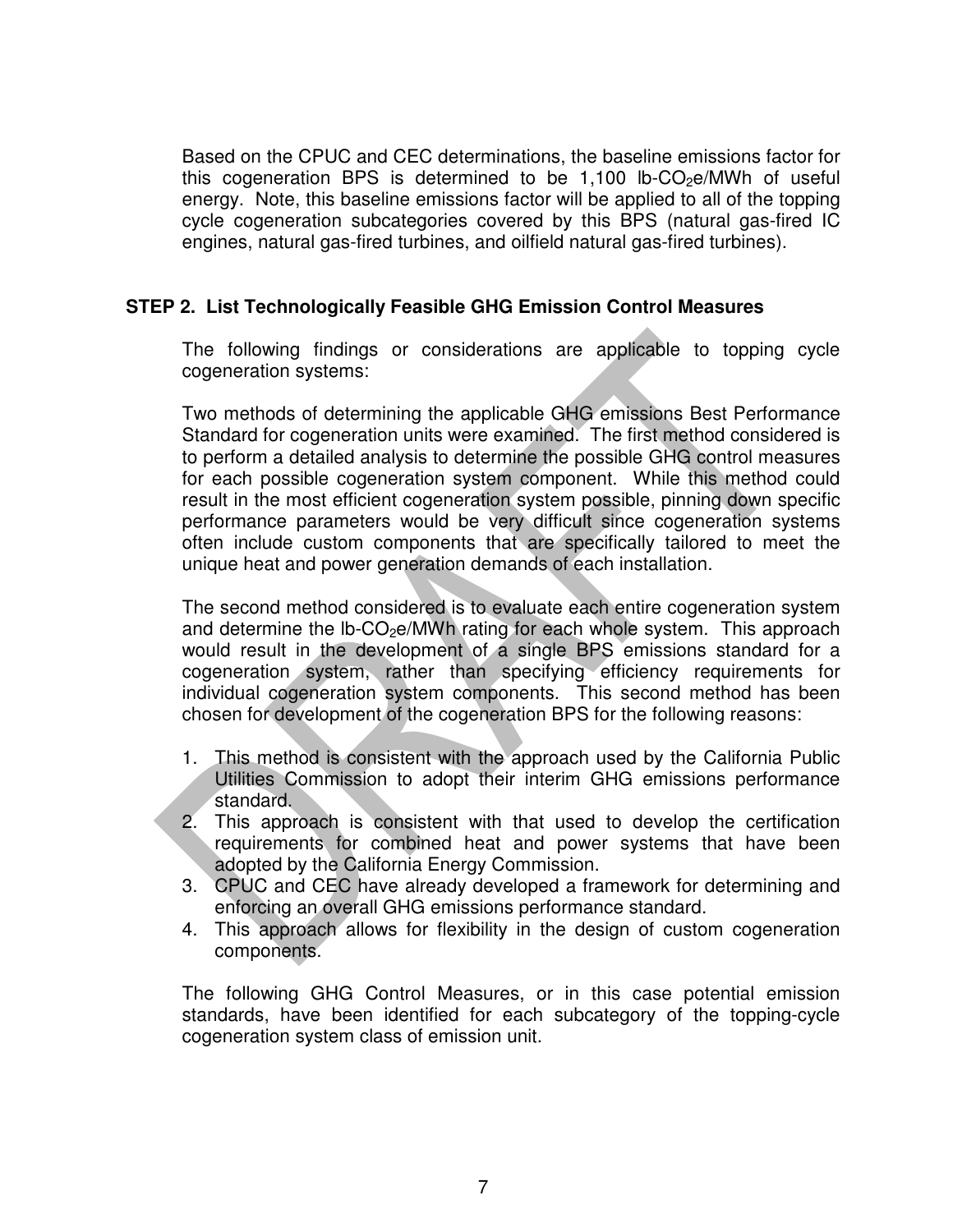Based on the CPUC and CEC determinations, the baseline emissions factor for this cogeneration BPS is determined to be 1,100 lb-$CO_2$e/MWh of useful energy. Note, this baseline emissions factor will be applied to all of the topping cycle cogeneration subcategories covered by this BPS (natural gas-fired IC engines, natural gas-fired turbines, and oilfield natural gas-fired turbines).

**STEP 2. List Technologically Feasible GHG Emission Control Measures**

The following findings or considerations are applicable to topping cycle cogeneration systems:

Two methods of determining the applicable GHG emissions Best Performance Standard for cogeneration units were examined. The first method considered is to perform a detailed analysis to determine the possible GHG control measures for each possible cogeneration system component. While this method could result in the most efficient cogeneration system possible, pinning down specific performance parameters would be very difficult since cogeneration systems often include custom components that are specifically tailored to meet the unique heat and power generation demands of each installation.

The second method considered is to evaluate each entire cogeneration system and determine the lb-$CO_2$e/MWh rating for each whole system. This approach would result in the development of a single BPS emissions standard for a cogeneration system, rather than specifying efficiency requirements for individual cogeneration system components. This second method has been chosen for development of the cogeneration BPS for the following reasons:

1. This method is consistent with the approach used by the California Public Utilities Commission to adopt their interim GHG emissions performance standard.
2. This approach is consistent with that used to develop the certification requirements for combined heat and power systems that have been adopted by the California Energy Commission.
3. CPUC and CEC have already developed a framework for determining and enforcing an overall GHG emissions performance standard.
4. This approach allows for flexibility in the design of custom cogeneration components.

The following GHG Control Measures, or in this case potential emission standards, have been identified for each subcategory of the topping-cycle cogeneration system class of emission unit.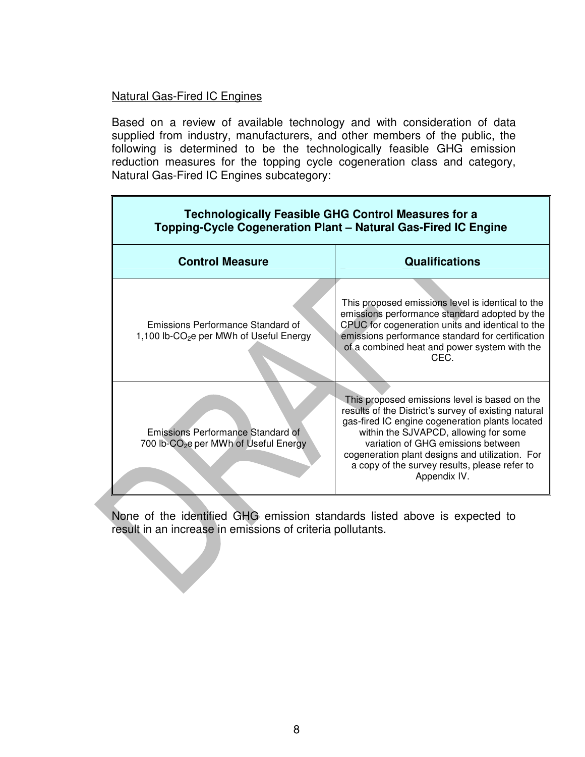Natural Gas-Fired IC Engines

Based on a review of available technology and with consideration of data supplied from industry, manufacturers, and other members of the public, the following is determined to be the technologically feasible GHG emission reduction measures for the topping cycle cogeneration class and category, Natural Gas-Fired IC Engines subcategory:

| **Technologically Feasible GHG Control Measures for a Topping-Cycle Cogeneration Plant – Natural Gas-Fired IC Engine** | |
|---|---|
| **Control Measure** | **Qualifications** |
| Emissions Performance Standard of 1,100 lb-$CO_2$e per MWh of Useful Energy | This proposed emissions level is identical to the emissions performance standard adopted by the CPUC for cogeneration units and identical to the emissions performance standard for certification of a combined heat and power system with the CEC. |
| Emissions Performance Standard of 700 lb-$CO_2$e per MWh of Useful Energy | This proposed emissions level is based on the results of the District's survey of existing natural gas-fired IC engine cogeneration plants located within the SJVAPCD, allowing for some variation of GHG emissions between cogeneration plant designs and utilization. For a copy of the survey results, please refer to Appendix IV. |

None of the identified GHG emission standards listed above is expected to result in an increase in emissions of criteria pollutants.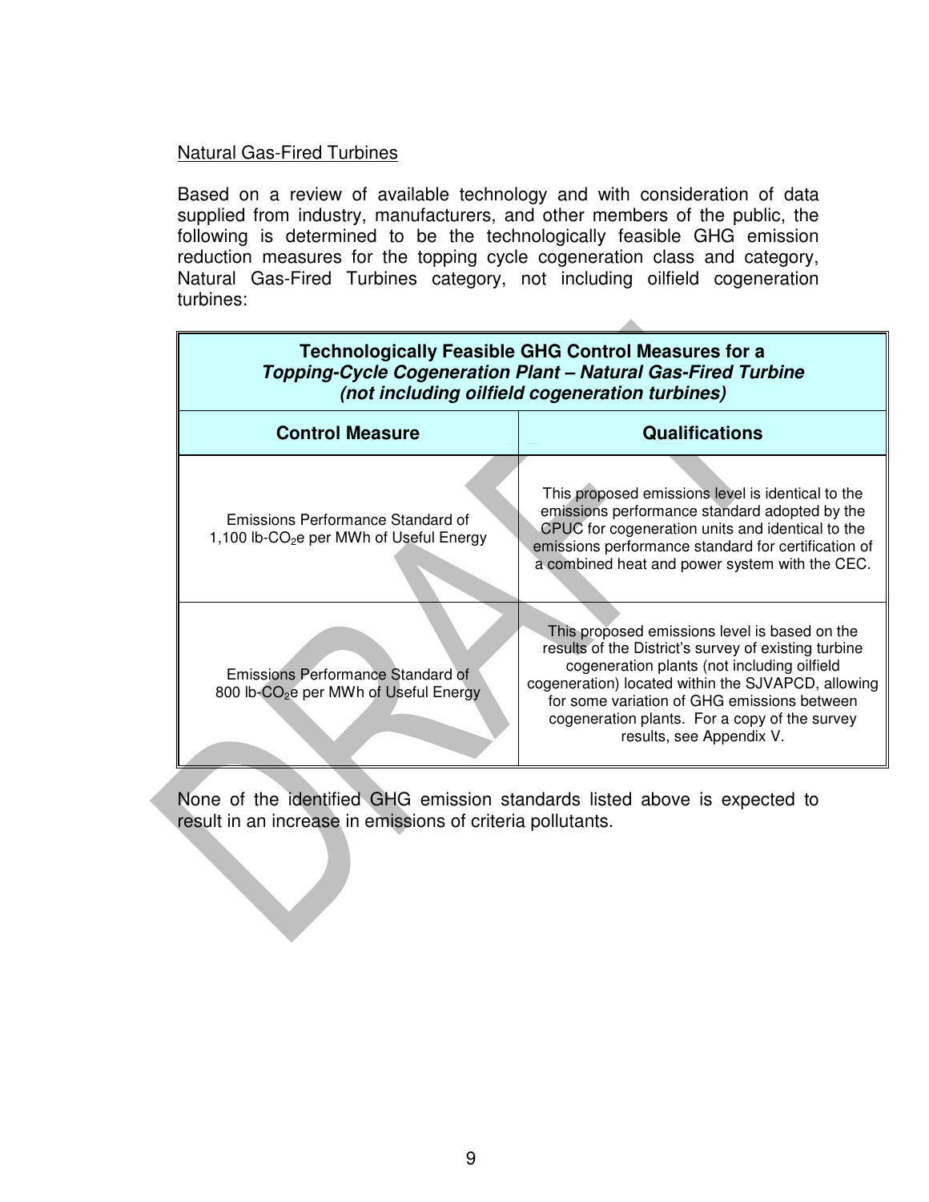Natural Gas-Fired Turbines

Based on a review of available technology and with consideration of data supplied from industry, manufacturers, and other members of the public, the following is determined to be the technologically feasible GHG emission reduction measures for the topping cycle cogeneration class and category, Natural Gas-Fired Turbines category, not including oilfield cogeneration turbines:

| **Technologically Feasible GHG Control Measures for a *Topping-Cycle Cogeneration Plant – Natural Gas-Fired Turbine (not including oilfield cogeneration turbines)*** | |
|---|---|
| **Control Measure** | **Qualifications** |
| Emissions Performance Standard of 1,100 lb-$CO_2$e per MWh of Useful Energy | This proposed emissions level is identical to the emissions performance standard adopted by the CPUC for cogeneration units and identical to the emissions performance standard for certification of a combined heat and power system with the CEC. |
| Emissions Performance Standard of 800 lb-$CO_2$e per MWh of Useful Energy | This proposed emissions level is based on the results of the District's survey of existing turbine cogeneration plants (not including oilfield cogeneration) located within the SJVAPCD, allowing for some variation of GHG emissions between cogeneration plants. For a copy of the survey results, see Appendix V. |

None of the identified GHG emission standards listed above is expected to result in an increase in emissions of criteria pollutants.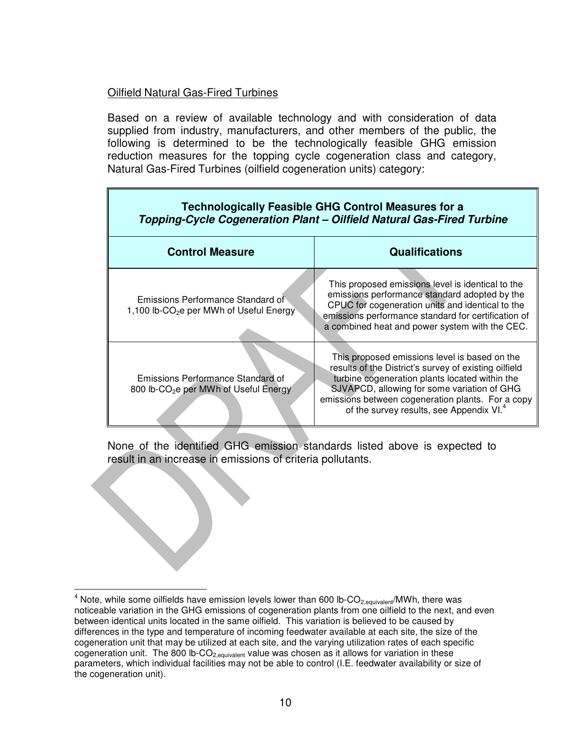Oilfield Natural Gas-Fired Turbines

Based on a review of available technology and with consideration of data supplied from industry, manufacturers, and other members of the public, the following is determined to be the technologically feasible GHG emission reduction measures for the topping cycle cogeneration class and category, Natural Gas-Fired Turbines (oilfield cogeneration units) category:

| **Technologically Feasible GHG Control Measures for a *Topping-Cycle Cogeneration Plant – Oilfield Natural Gas-Fired Turbine*** | |
|---|---|
| **Control Measure** | **Qualifications** |
| Emissions Performance Standard of 1,100 lb-$CO_2$e per MWh of Useful Energy | This proposed emissions level is identical to the emissions performance standard adopted by the CPUC for cogeneration units and identical to the emissions performance standard for certification of a combined heat and power system with the CEC. |
| Emissions Performance Standard of 800 lb-$CO_2$e per MWh of Useful Energy | This proposed emissions level is based on the results of the District's survey of existing oilfield turbine cogeneration plants located within the SJVAPCD, allowing for some variation of GHG emissions between cogeneration plants. For a copy of the survey results, see Appendix VI.[4] |

None of the identified GHG emission standards listed above is expected to result in an increase in emissions of criteria pollutants.

[4] Note, while some oilfields have emission levels lower than 600 lb-$CO_{2,equivalent}$/MWh, there was noticeable variation in the GHG emissions of cogeneration plants from one oilfield to the next, and even between identical units located in the same oilfield. This variation is believed to be caused by differences in the type and temperature of incoming feedwater available at each site, the size of the cogeneration unit that may be utilized at each site, and the varying utilization rates of each specific cogeneration unit. The 800 lb-$CO_{2,equivalent}$ value was chosen as it allows for variation in these parameters, which individual facilities may not be able to control (I.E. feedwater availability or size of the cogeneration unit).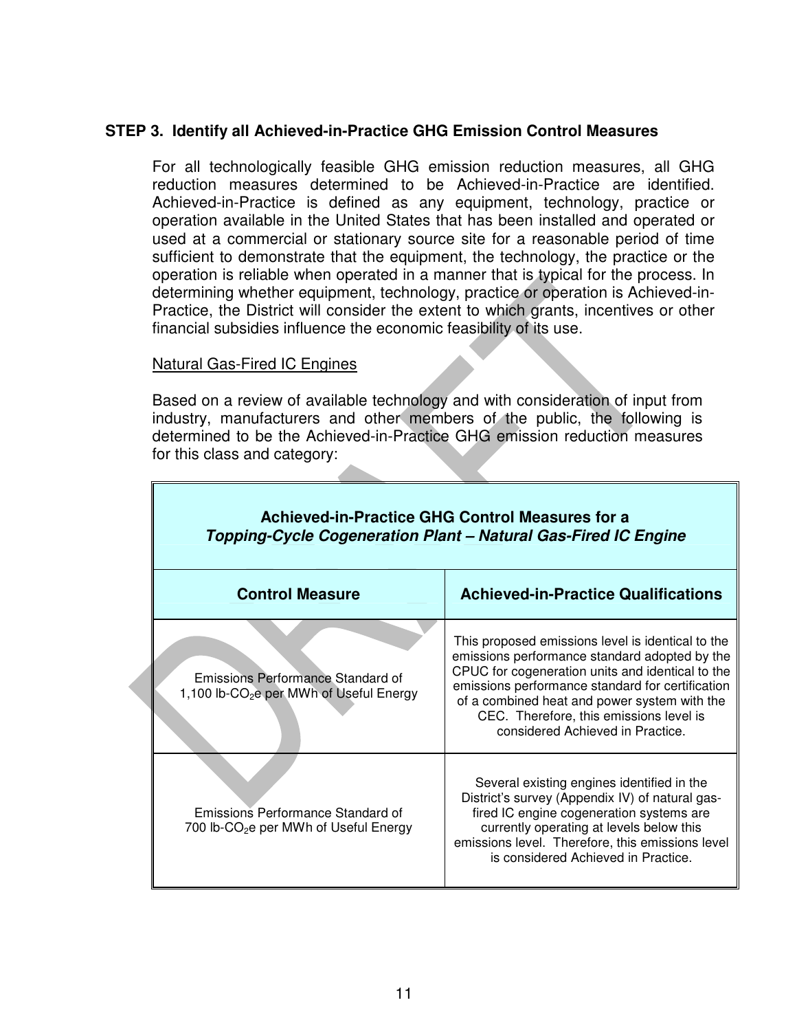### STEP 3. Identify all Achieved-in-Practice GHG Emission Control Measures

For all technologically feasible GHG emission reduction measures, all GHG reduction measures determined to be Achieved-in-Practice are identified. Achieved-in-Practice is defined as any equipment, technology, practice or operation available in the United States that has been installed and operated or used at a commercial or stationary source site for a reasonable period of time sufficient to demonstrate that the equipment, the technology, the practice or the operation is reliable when operated in a manner that is typical for the process. In determining whether equipment, technology, practice or operation is Achieved-in-Practice, the District will consider the extent to which grants, incentives or other financial subsidies influence the economic feasibility of its use.

<u>Natural Gas-Fired IC Engines</u>

Based on a review of available technology and with consideration of input from industry, manufacturers and other members of the public, the following is determined to be the Achieved-in-Practice GHG emission reduction measures for this class and category:

| **Achieved-in-Practice GHG Control Measures for a *Topping-Cycle Cogeneration Plant – Natural Gas-Fired IC Engine*** | |
|---|---|
| **Control Measure** | **Achieved-in-Practice Qualifications** |
| Emissions Performance Standard of 1,100 lb-$CO_2$e per MWh of Useful Energy | This proposed emissions level is identical to the emissions performance standard adopted by the CPUC for cogeneration units and identical to the emissions performance standard for certification of a combined heat and power system with the CEC. Therefore, this emissions level is considered Achieved in Practice. |
| Emissions Performance Standard of 700 lb-$CO_2$e per MWh of Useful Energy | Several existing engines identified in the District's survey (Appendix IV) of natural gas-fired IC engine cogeneration systems are currently operating at levels below this emissions level. Therefore, this emissions level is considered Achieved in Practice. |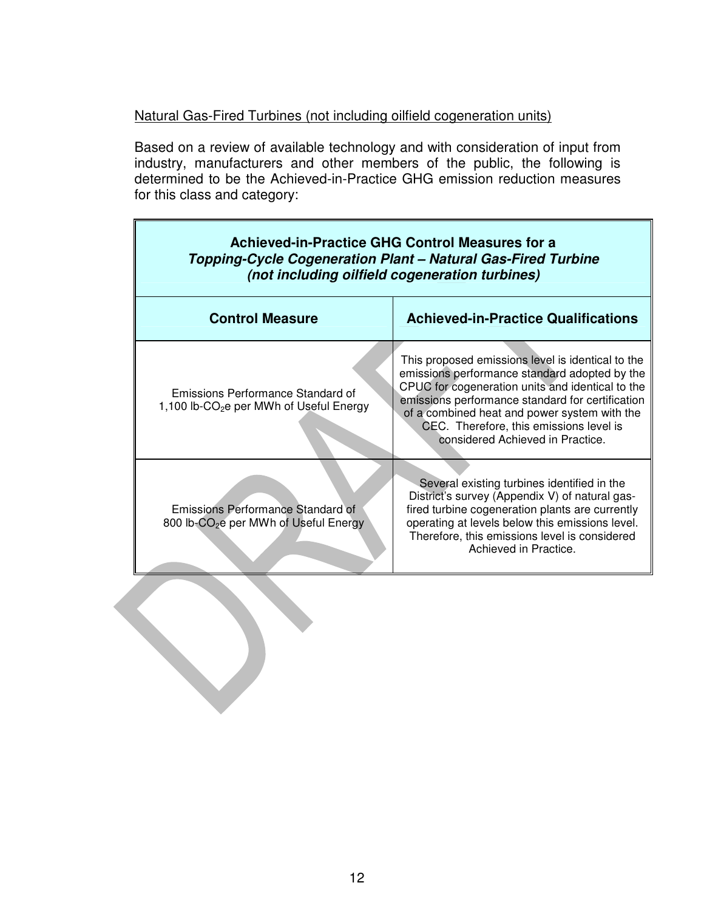Natural Gas-Fired Turbines (not including oilfield cogeneration units)

Based on a review of available technology and with consideration of input from industry, manufacturers and other members of the public, the following is determined to be the Achieved-in-Practice GHG emission reduction measures for this class and category:

| **Achieved-in-Practice GHG Control Measures for a *Topping-Cycle Cogeneration Plant – Natural Gas-Fired Turbine (not including oilfield cogeneration turbines)*** | |
|---|---|
| **Control Measure** | **Achieved-in-Practice Qualifications** |
| Emissions Performance Standard of 1,100 lb-$CO_2$e per MWh of Useful Energy | This proposed emissions level is identical to the emissions performance standard adopted by the CPUC for cogeneration units and identical to the emissions performance standard for certification of a combined heat and power system with the CEC. Therefore, this emissions level is considered Achieved in Practice. |
| Emissions Performance Standard of 800 lb-$CO_2$e per MWh of Useful Energy | Several existing turbines identified in the District's survey (Appendix V) of natural gas-fired turbine cogeneration plants are currently operating at levels below this emissions level. Therefore, this emissions level is considered Achieved in Practice. |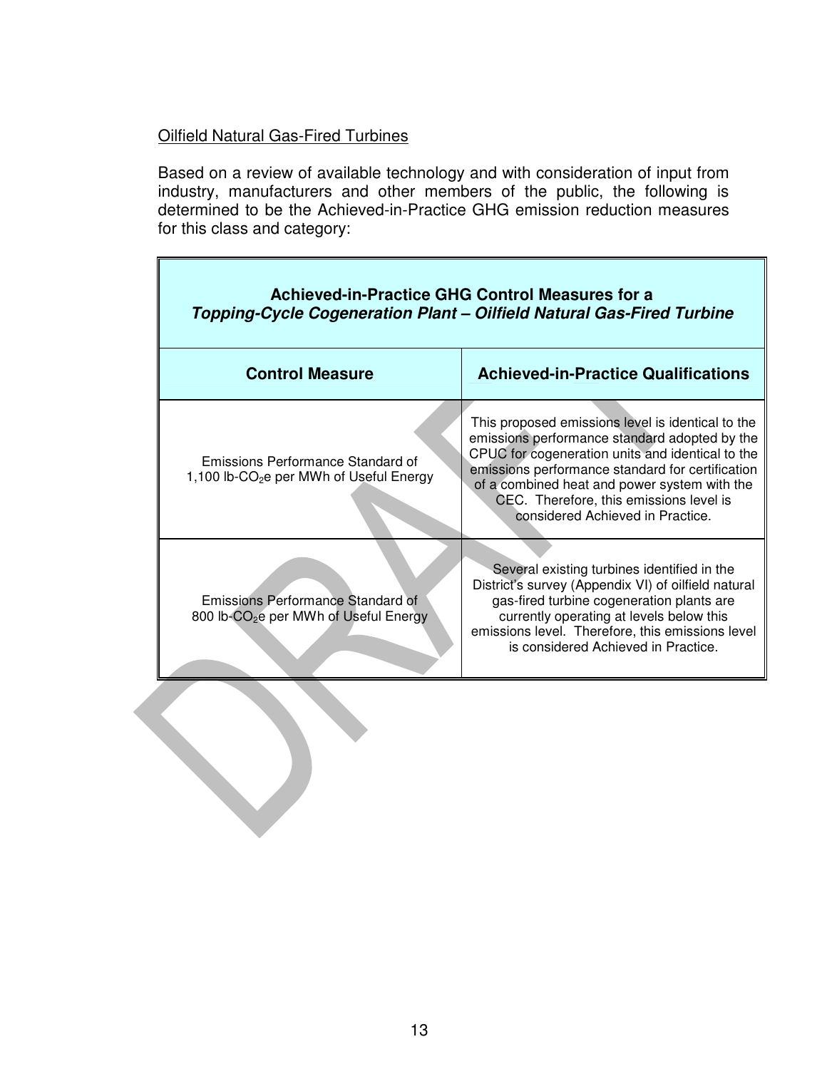Oilfield Natural Gas-Fired Turbines

Based on a review of available technology and with consideration of input from industry, manufacturers and other members of the public, the following is determined to be the Achieved-in-Practice GHG emission reduction measures for this class and category:

| **Achieved-in-Practice GHG Control Measures for a** ***Topping-Cycle Cogeneration Plant – Oilfield Natural Gas-Fired Turbine*** | |
|---|---|
| **Control Measure** | **Achieved-in-Practice Qualifications** |
| Emissions Performance Standard of 1,100 lb-$CO_2$e per MWh of Useful Energy | This proposed emissions level is identical to the emissions performance standard adopted by the CPUC for cogeneration units and identical to the emissions performance standard for certification of a combined heat and power system with the CEC. Therefore, this emissions level is considered Achieved in Practice. |
| Emissions Performance Standard of 800 lb-$CO_2$e per MWh of Useful Energy | Several existing turbines identified in the District's survey (Appendix VI) of oilfield natural gas-fired turbine cogeneration plants are currently operating at levels below this emissions level. Therefore, this emissions level is considered Achieved in Practice. |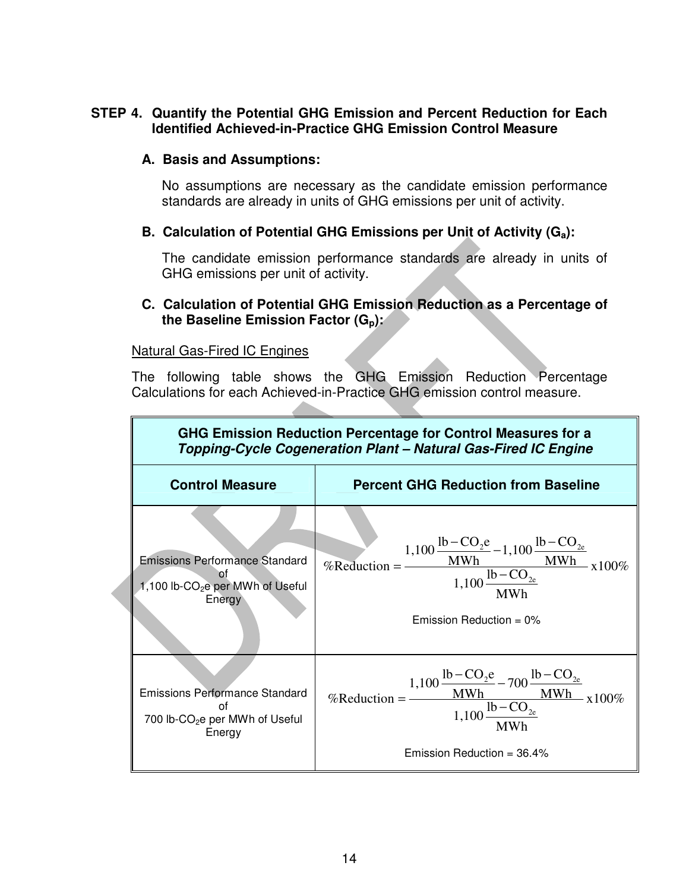## STEP 4. Quantify the Potential GHG Emission and Percent Reduction for Each Identified Achieved-in-Practice GHG Emission Control Measure

### A. Basis and Assumptions:

No assumptions are necessary as the candidate emission performance standards are already in units of GHG emissions per unit of activity.

### B. Calculation of Potential GHG Emissions per Unit of Activity ($G_a$):

The candidate emission performance standards are already in units of GHG emissions per unit of activity.

### C. Calculation of Potential GHG Emission Reduction as a Percentage of the Baseline Emission Factor ($G_p$):

Natural Gas-Fired IC Engines

The following table shows the GHG Emission Reduction Percentage Calculations for each Achieved-in-Practice GHG emission control measure.

| **GHG Emission Reduction Percentage for Control Measures for a *Topping-Cycle Cogeneration Plant – Natural Gas-Fired IC Engine*** | |
|---|---|
| **Control Measure** | **Percent GHG Reduction from Baseline** |
| Emissions Performance Standard of 1,100 lb-$CO_2$e per MWh of Useful Energy | $\%\text{Reduction} = \dfrac{1{,}100\,\dfrac{\text{lb}-\text{CO}_2\text{e}}{\text{MWh}} - 1{,}100\,\dfrac{\text{lb}-\text{CO}_{2\text{e}}}{\text{MWh}}}{1{,}100\,\dfrac{\text{lb}-\text{CO}_{2\text{e}}}{\text{MWh}}} \text{x}100\%$ <br> Emission Reduction = 0% |
| Emissions Performance Standard of 700 lb-$CO_2$e per MWh of Useful Energy | $\%\text{Reduction} = \dfrac{1{,}100\,\dfrac{\text{lb}-\text{CO}_2\text{e}}{\text{MWh}} - 700\,\dfrac{\text{lb}-\text{CO}_{2\text{e}}}{\text{MWh}}}{1{,}100\,\dfrac{\text{lb}-\text{CO}_{2\text{e}}}{\text{MWh}}} \text{x}100\%$ <br> Emission Reduction = 36.4% |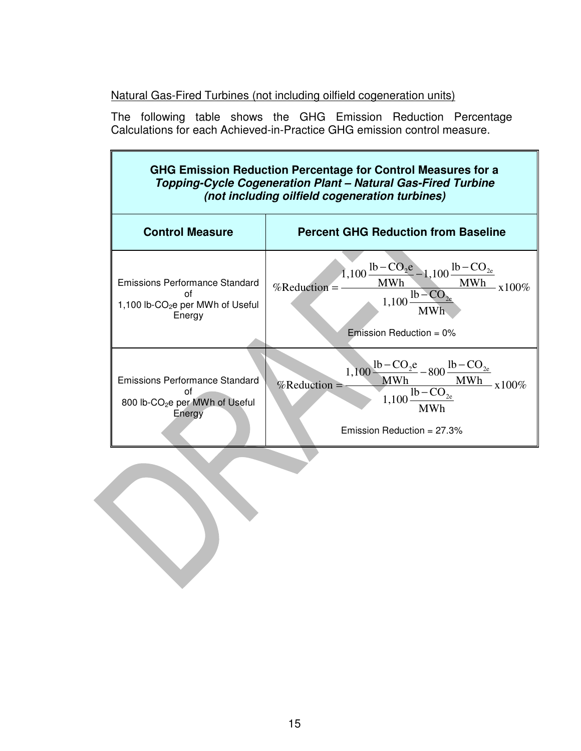Natural Gas-Fired Turbines (not including oilfield cogeneration units)

The following table shows the GHG Emission Reduction Percentage Calculations for each Achieved-in-Practice GHG emission control measure.

| **GHG Emission Reduction Percentage for Control Measures for a *Topping-Cycle Cogeneration Plant – Natural Gas-Fired Turbine (not including oilfield cogeneration turbines)*** | |
|---|---|
| **Control Measure** | **Percent GHG Reduction from Baseline** |
| Emissions Performance Standard of 1,100 lb-$CO_2$e per MWh of Useful Energy | $$\%\text{Reduction} = \frac{1{,}100\,\frac{\text{lb}-\text{CO}_2\text{e}}{\text{MWh}} - 1{,}100\,\frac{\text{lb}-\text{CO}_{2\text{e}}}{\text{MWh}}}{1{,}100\,\frac{\text{lb}-\text{CO}_{2\text{e}}}{\text{MWh}}} \text{x}100\%$$ Emission Reduction = 0% |
| Emissions Performance Standard of 800 lb-$CO_2$e per MWh of Useful Energy | $$\%\text{Reduction} = \frac{1{,}100\,\frac{\text{lb}-\text{CO}_2\text{e}}{\text{MWh}} - 800\,\frac{\text{lb}-\text{CO}_{2\text{e}}}{\text{MWh}}}{1{,}100\,\frac{\text{lb}-\text{CO}_{2\text{e}}}{\text{MWh}}} \text{x}100\%$$ Emission Reduction = 27.3% |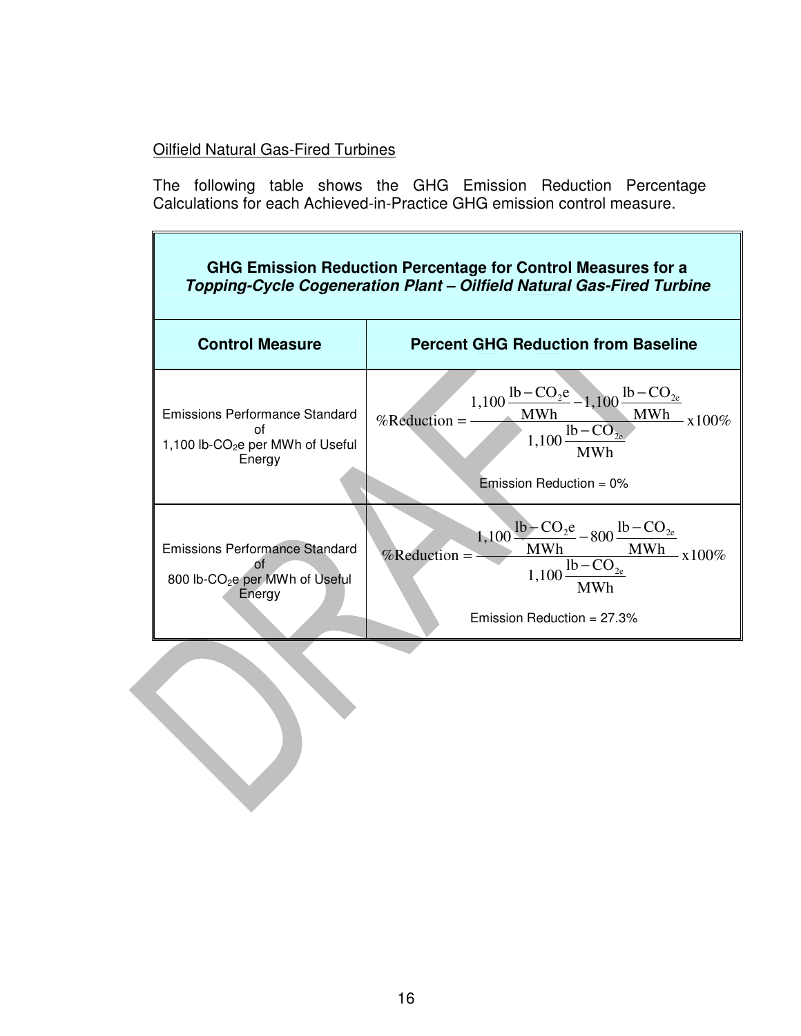Oilfield Natural Gas-Fired Turbines

The following table shows the GHG Emission Reduction Percentage Calculations for each Achieved-in-Practice GHG emission control measure.

| **GHG Emission Reduction Percentage for Control Measures for a *Topping-Cycle Cogeneration Plant – Oilfield Natural Gas-Fired Turbine*** | |
|---|---|
| **Control Measure** | **Percent GHG Reduction from Baseline** |
| Emissions Performance Standard of 1,100 lb-$CO_2$e per MWh of Useful Energy | $\%\text{Reduction} = \dfrac{1{,}100\dfrac{\text{lb}-\text{CO}_2\text{e}}{\text{MWh}} - 1{,}100\dfrac{\text{lb}-\text{CO}_{2\text{e}}}{\text{MWh}}}{1{,}100\dfrac{\text{lb}-\text{CO}_{2\text{e}}}{\text{MWh}}}\text{x}100\%$ <br> Emission Reduction = 0% |
| Emissions Performance Standard of 800 lb-$CO_2$e per MWh of Useful Energy | $\%\text{Reduction} = \dfrac{1{,}100\dfrac{\text{lb}-\text{CO}_2\text{e}}{\text{MWh}} - 800\dfrac{\text{lb}-\text{CO}_{2\text{e}}}{\text{MWh}}}{1{,}100\dfrac{\text{lb}-\text{CO}_{2\text{e}}}{\text{MWh}}}\text{x}100\%$ <br> Emission Reduction = 27.3% |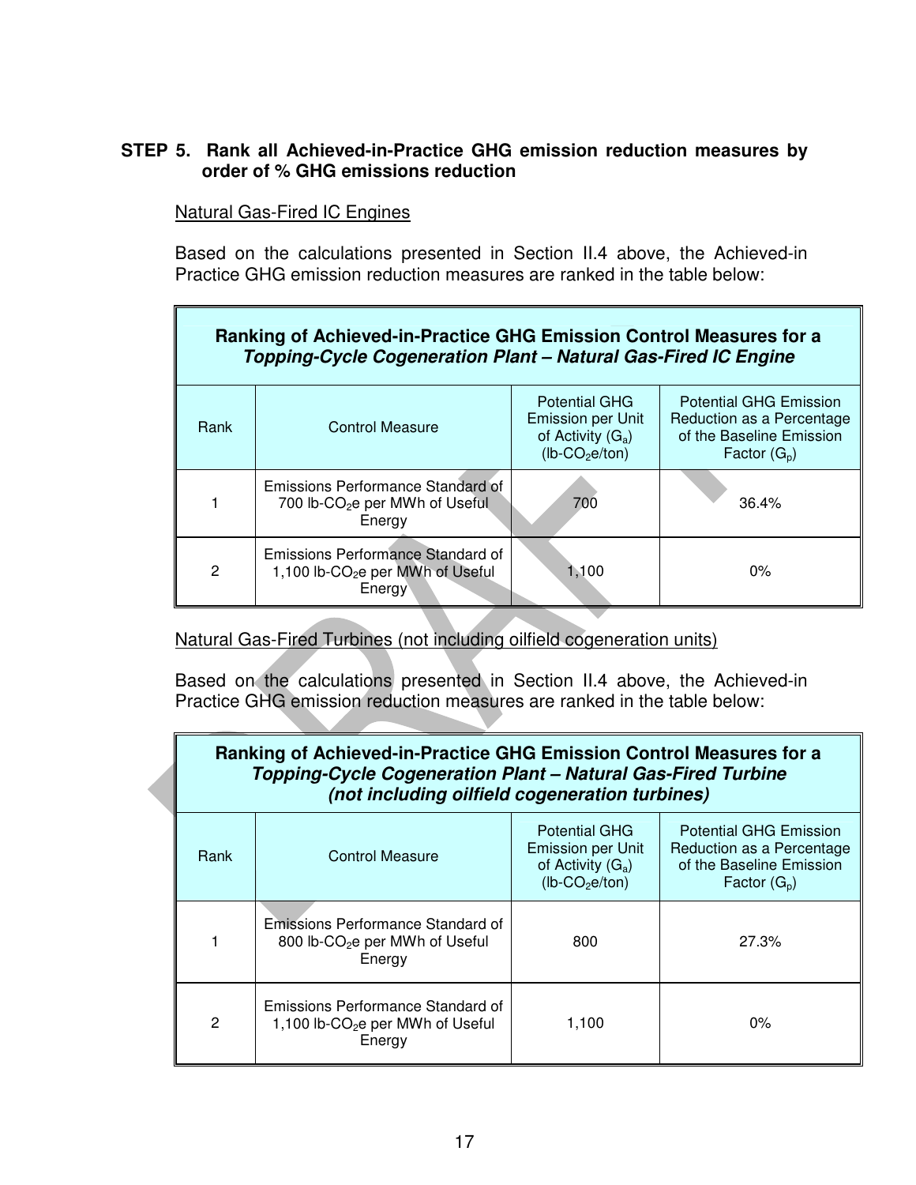**STEP 5. Rank all Achieved-in-Practice GHG emission reduction measures by order of % GHG emissions reduction**

Natural Gas-Fired IC Engines

Based on the calculations presented in Section II.4 above, the Achieved-in Practice GHG emission reduction measures are ranked in the table below:

| **Ranking of Achieved-in-Practice GHG Emission Control Measures for a *Topping-Cycle Cogeneration Plant – Natural Gas-Fired IC Engine*** | | | |
|---|---|---|---|
| Rank | Control Measure | Potential GHG Emission per Unit of Activity ($G_a$) (lb-$CO_2$e/ton) | Potential GHG Emission Reduction as a Percentage of the Baseline Emission Factor ($G_p$) |
| 1 | Emissions Performance Standard of 700 lb-$CO_2$e per MWh of Useful Energy | 700 | 36.4% |
| 2 | Emissions Performance Standard of 1,100 lb-$CO_2$e per MWh of Useful Energy | 1,100 | 0% |

Natural Gas-Fired Turbines (not including oilfield cogeneration units)

Based on the calculations presented in Section II.4 above, the Achieved-in Practice GHG emission reduction measures are ranked in the table below:

| **Ranking of Achieved-in-Practice GHG Emission Control Measures for a *Topping-Cycle Cogeneration Plant – Natural Gas-Fired Turbine (not including oilfield cogeneration turbines)*** | | | |
|---|---|---|---|
| Rank | Control Measure | Potential GHG Emission per Unit of Activity ($G_a$) (lb-$CO_2$e/ton) | Potential GHG Emission Reduction as a Percentage of the Baseline Emission Factor ($G_p$) |
| 1 | Emissions Performance Standard of 800 lb-$CO_2$e per MWh of Useful Energy | 800 | 27.3% |
| 2 | Emissions Performance Standard of 1,100 lb-$CO_2$e per MWh of Useful Energy | 1,100 | 0% |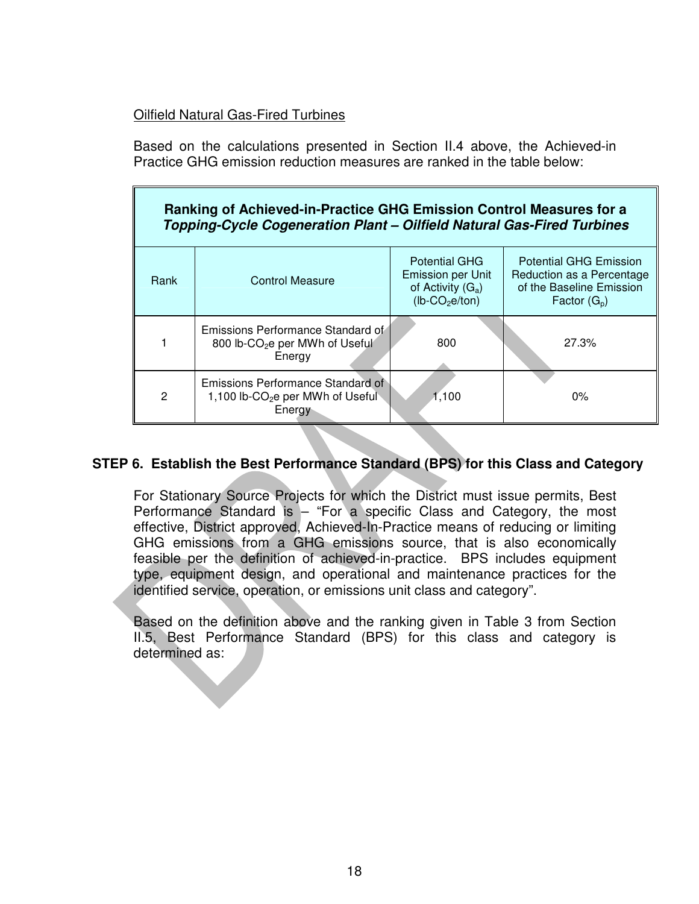<u>Oilfield Natural Gas-Fired Turbines</u>

Based on the calculations presented in Section II.4 above, the Achieved-in Practice GHG emission reduction measures are ranked in the table below:

| **Ranking of Achieved-in-Practice GHG Emission Control Measures for a *Topping-Cycle Cogeneration Plant – Oilfield Natural Gas-Fired Turbines*** | | | |
|---|---|---|---|
| Rank | Control Measure | Potential GHG Emission per Unit of Activity ($G_a$) (lb-$CO_2$e/ton) | Potential GHG Emission Reduction as a Percentage of the Baseline Emission Factor ($G_p$) |
| 1 | Emissions Performance Standard of 800 lb-$CO_2$e per MWh of Useful Energy | 800 | 27.3% |
| 2 | Emissions Performance Standard of 1,100 lb-$CO_2$e per MWh of Useful Energy | 1,100 | 0% |

## STEP 6. Establish the Best Performance Standard (BPS) for this Class and Category

For Stationary Source Projects for which the District must issue permits, Best Performance Standard is – "For a specific Class and Category, the most effective, District approved, Achieved-In-Practice means of reducing or limiting GHG emissions from a GHG emissions source, that is also economically feasible per the definition of achieved-in-practice. BPS includes equipment type, equipment design, and operational and maintenance practices for the identified service, operation, or emissions unit class and category".

Based on the definition above and the ranking given in Table 3 from Section II.5, Best Performance Standard (BPS) for this class and category is determined as: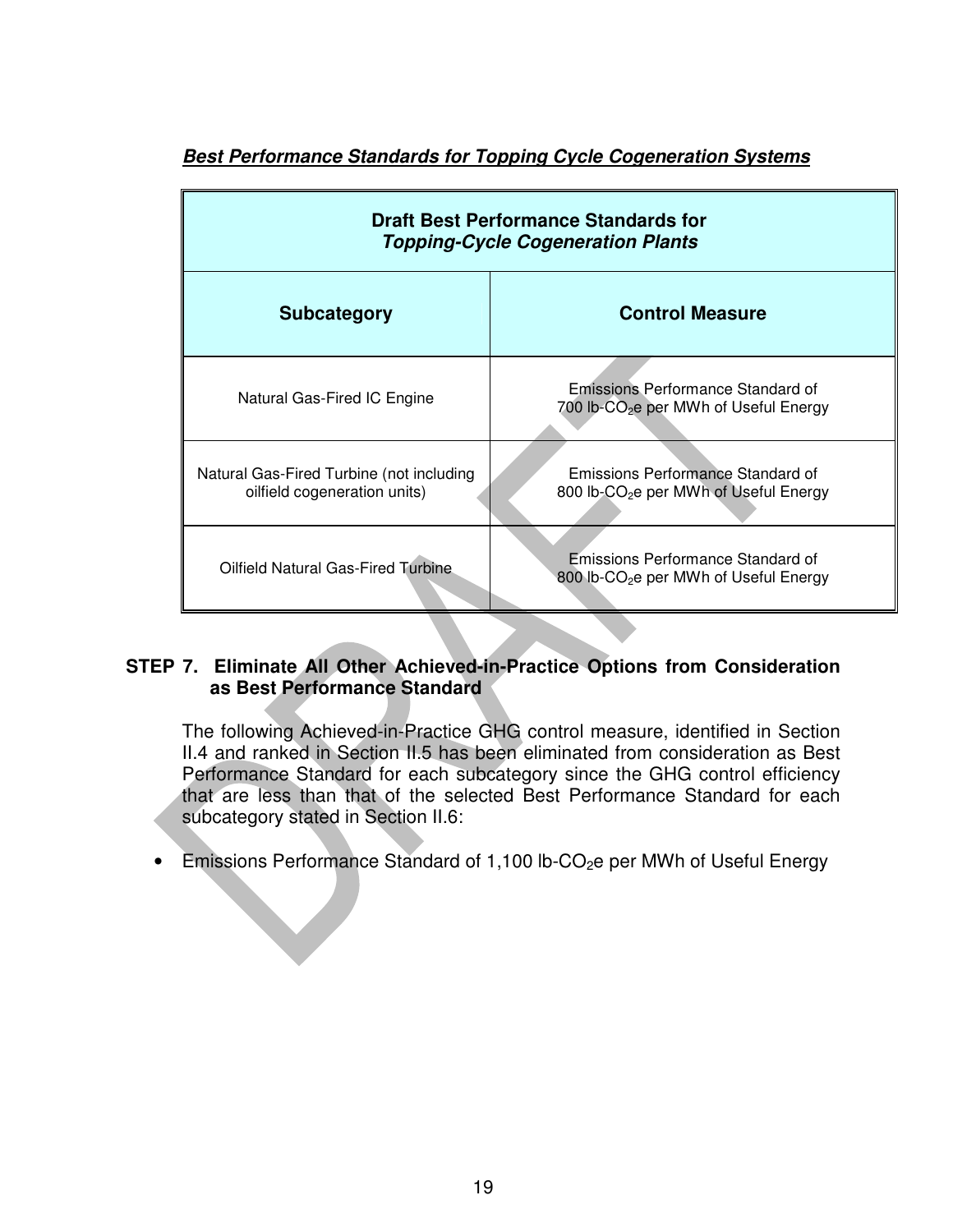***Best Performance Standards for Topping Cycle Cogeneration Systems***

| **Draft Best Performance Standards for *Topping-Cycle Cogeneration Plants*** | |
|---|---|
| **Subcategory** | **Control Measure** |
| Natural Gas-Fired IC Engine | Emissions Performance Standard of 700 lb-$CO_2$e per MWh of Useful Energy |
| Natural Gas-Fired Turbine (not including oilfield cogeneration units) | Emissions Performance Standard of 800 lb-$CO_2$e per MWh of Useful Energy |
| Oilfield Natural Gas-Fired Turbine | Emissions Performance Standard of 800 lb-$CO_2$e per MWh of Useful Energy |

**STEP 7. Eliminate All Other Achieved-in-Practice Options from Consideration as Best Performance Standard**

The following Achieved-in-Practice GHG control measure, identified in Section II.4 and ranked in Section II.5 has been eliminated from consideration as Best Performance Standard for each subcategory since the GHG control efficiency that are less than that of the selected Best Performance Standard for each subcategory stated in Section II.6:

- Emissions Performance Standard of 1,100 lb-$CO_2$e per MWh of Useful Energy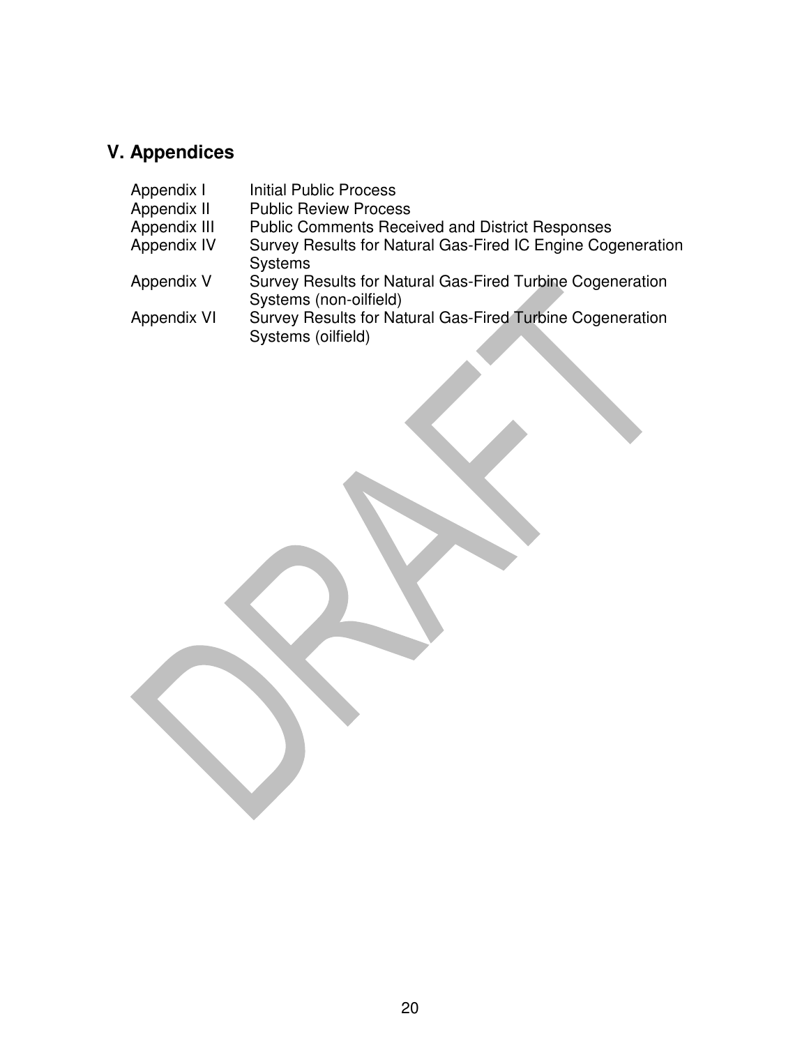## V. Appendices

| | |
|---|---|
| Appendix I | Initial Public Process |
| Appendix II | Public Review Process |
| Appendix III | Public Comments Received and District Responses |
| Appendix IV | Survey Results for Natural Gas-Fired IC Engine Cogeneration Systems |
| Appendix V | Survey Results for Natural Gas-Fired Turbine Cogeneration Systems (non-oilfield) |
| Appendix VI | Survey Results for Natural Gas-Fired Turbine Cogeneration Systems (oilfield) |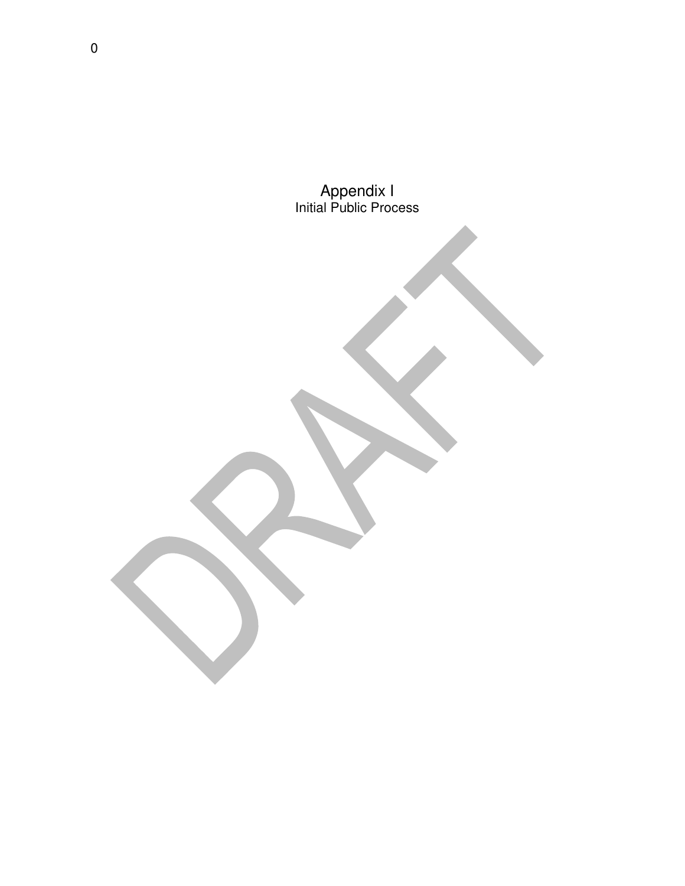# Appendix I

Initial Public Process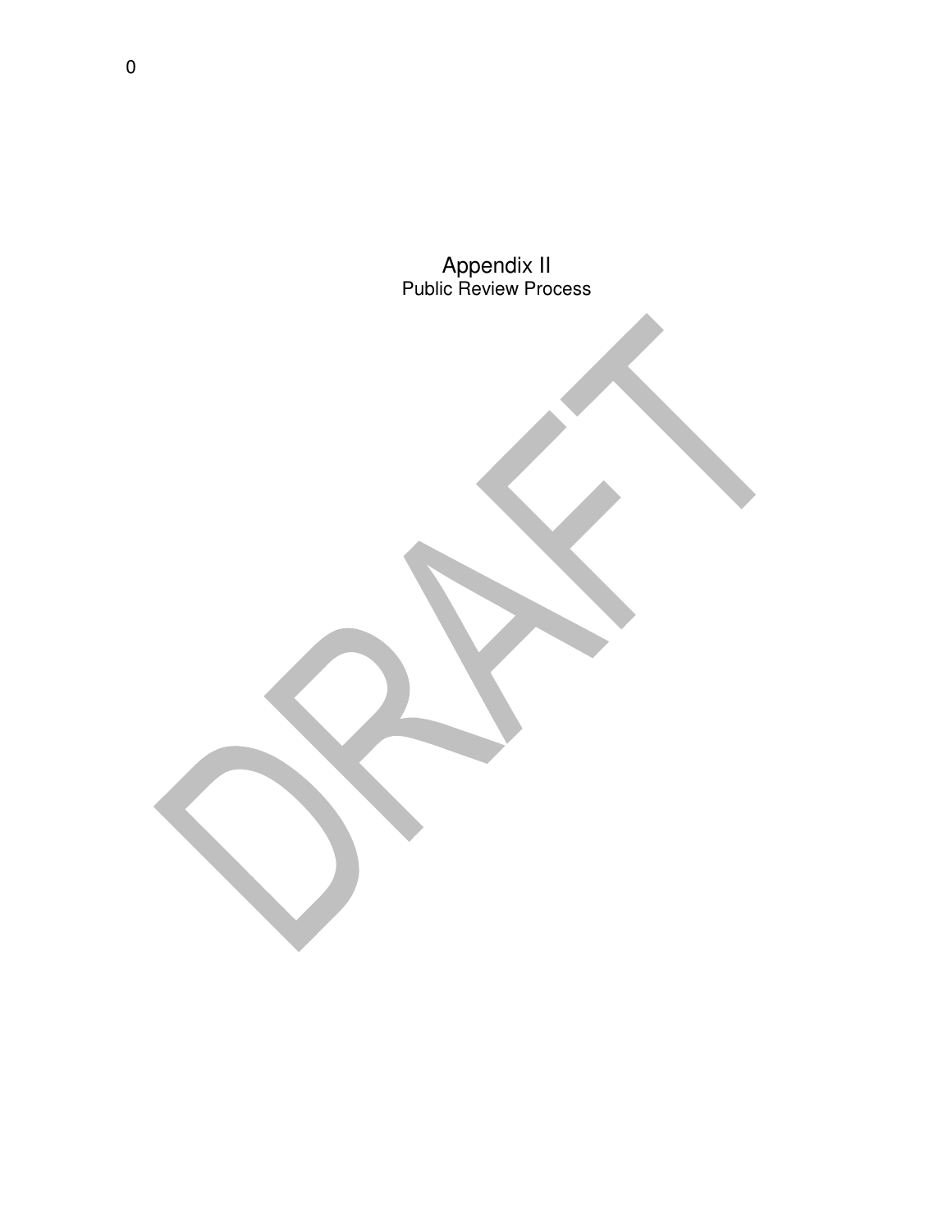# Appendix II
## Public Review Process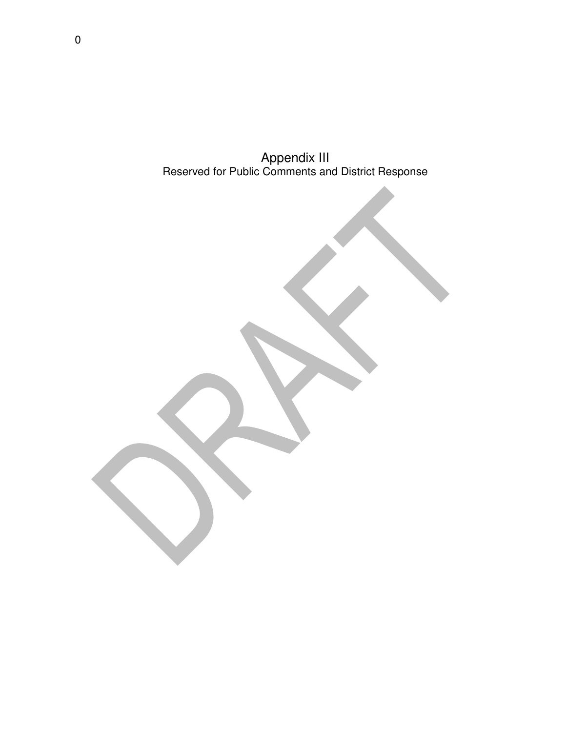# Appendix III

Reserved for Public Comments and District Response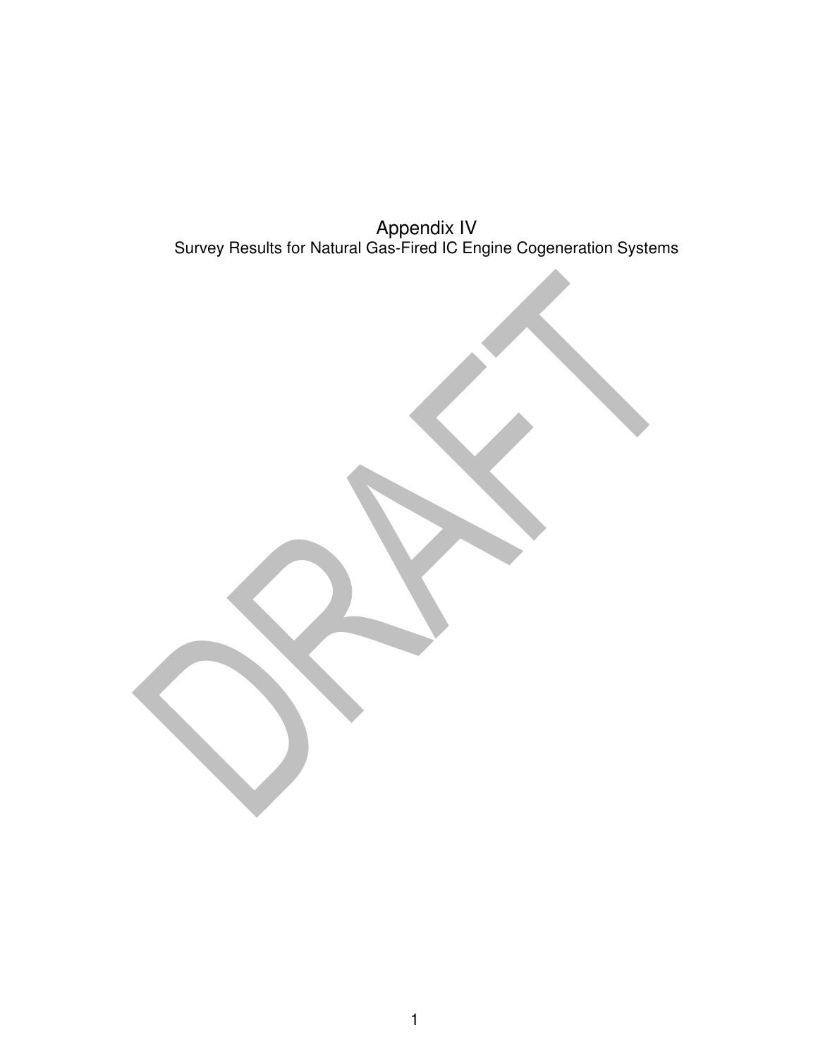# Appendix IV

## Survey Results for Natural Gas-Fired IC Engine Cogeneration Systems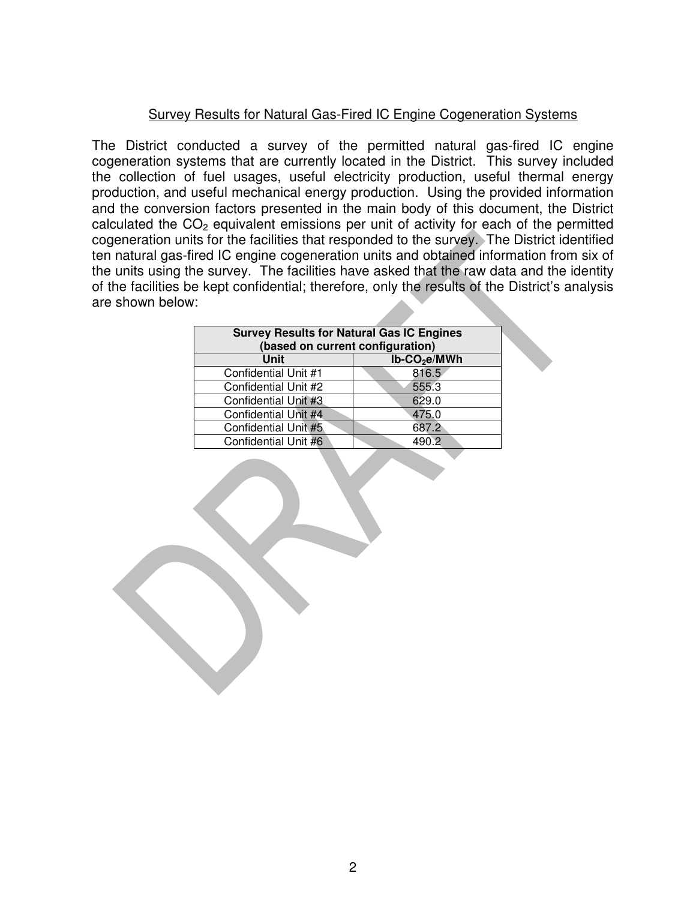Survey Results for Natural Gas-Fired IC Engine Cogeneration Systems

The District conducted a survey of the permitted natural gas-fired IC engine cogeneration systems that are currently located in the District. This survey included the collection of fuel usages, useful electricity production, useful thermal energy production, and useful mechanical energy production. Using the provided information and the conversion factors presented in the main body of this document, the District calculated the $CO_2$ equivalent emissions per unit of activity for each of the permitted cogeneration units for the facilities that responded to the survey. The District identified ten natural gas-fired IC engine cogeneration units and obtained information from six of the units using the survey. The facilities have asked that the raw data and the identity of the facilities be kept confidential; therefore, only the results of the District's analysis are shown below:

| **Survey Results for Natural Gas IC Engines (based on current configuration)** | |
|---|---|
| **Unit** | **lb-$CO_2$e/MWh** |
| Confidential Unit #1 | 816.5 |
| Confidential Unit #2 | 555.3 |
| Confidential Unit #3 | 629.0 |
| Confidential Unit #4 | 475.0 |
| Confidential Unit #5 | 687.2 |
| Confidential Unit #6 | 490.2 |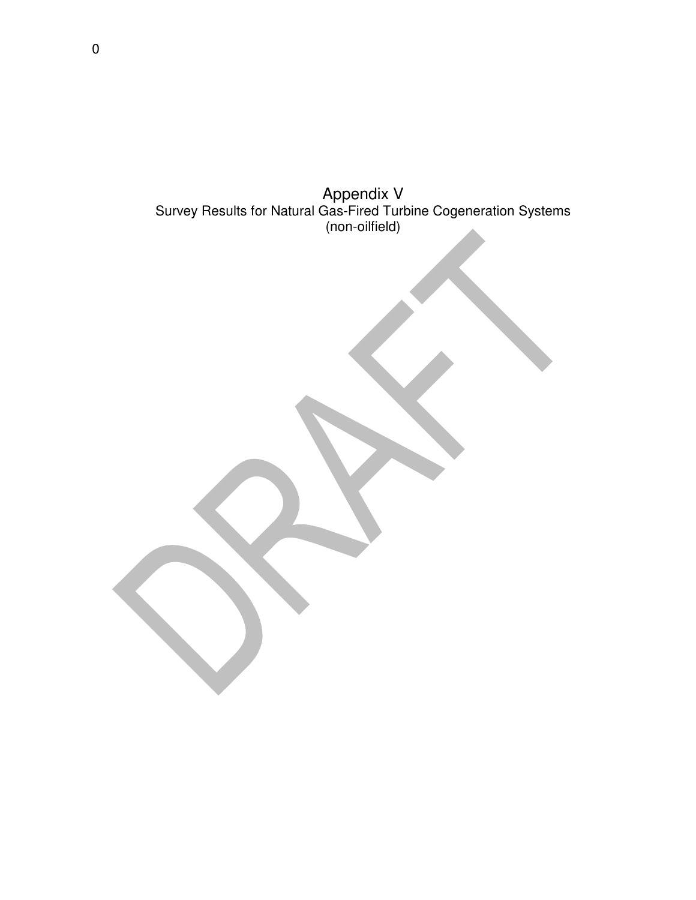# Appendix V

Survey Results for Natural Gas-Fired Turbine Cogeneration Systems (non-oilfield)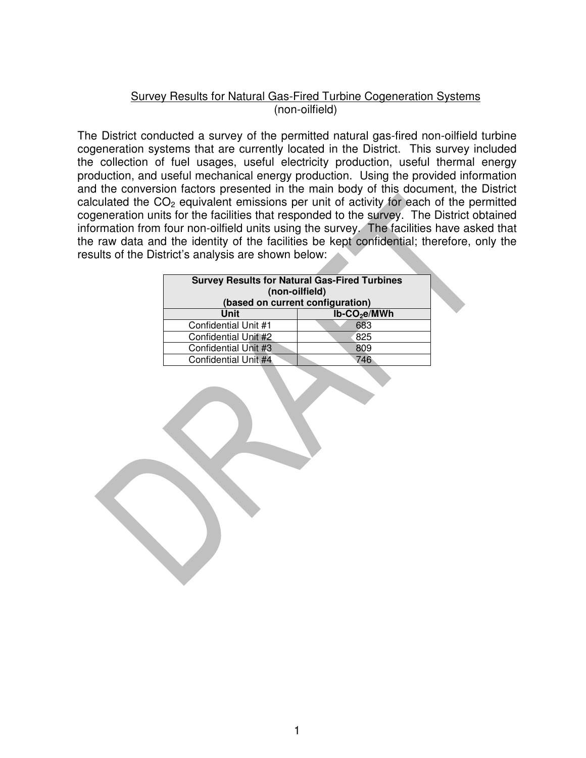# Survey Results for Natural Gas-Fired Turbine Cogeneration Systems (non-oilfield)

The District conducted a survey of the permitted natural gas-fired non-oilfield turbine cogeneration systems that are currently located in the District. This survey included the collection of fuel usages, useful electricity production, useful thermal energy production, and useful mechanical energy production. Using the provided information and the conversion factors presented in the main body of this document, the District calculated the $CO_2$ equivalent emissions per unit of activity for each of the permitted cogeneration units for the facilities that responded to the survey. The District obtained information from four non-oilfield units using the survey. The facilities have asked that the raw data and the identity of the facilities be kept confidential; therefore, only the results of the District's analysis are shown below:

| **Survey Results for Natural Gas-Fired Turbines (non-oilfield) (based on current configuration)** | |
|---|---|
| **Unit** | **lb-$CO_2$e/MWh** |
| Confidential Unit #1 | 683 |
| Confidential Unit #2 | 825 |
| Confidential Unit #3 | 809 |
| Confidential Unit #4 | 746 |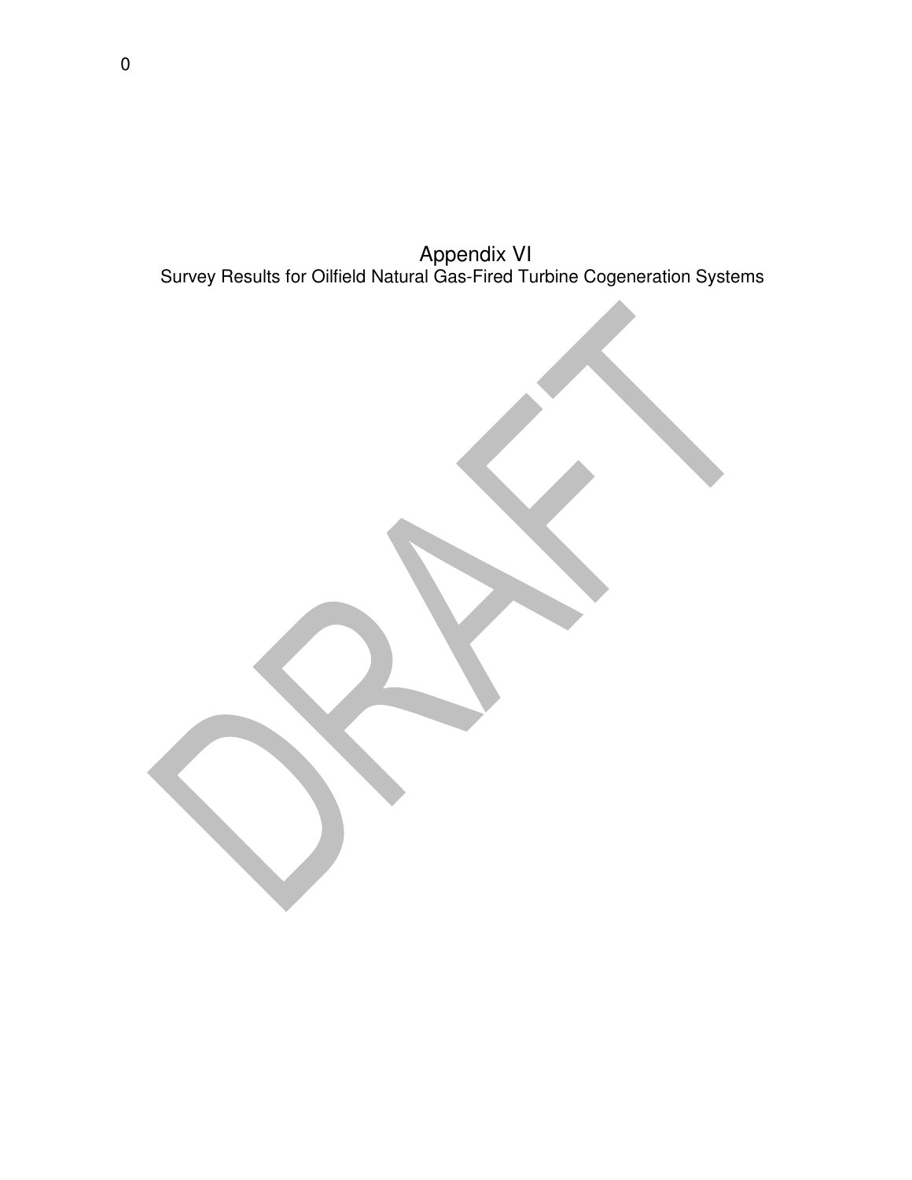# Appendix VI

Survey Results for Oilfield Natural Gas-Fired Turbine Cogeneration Systems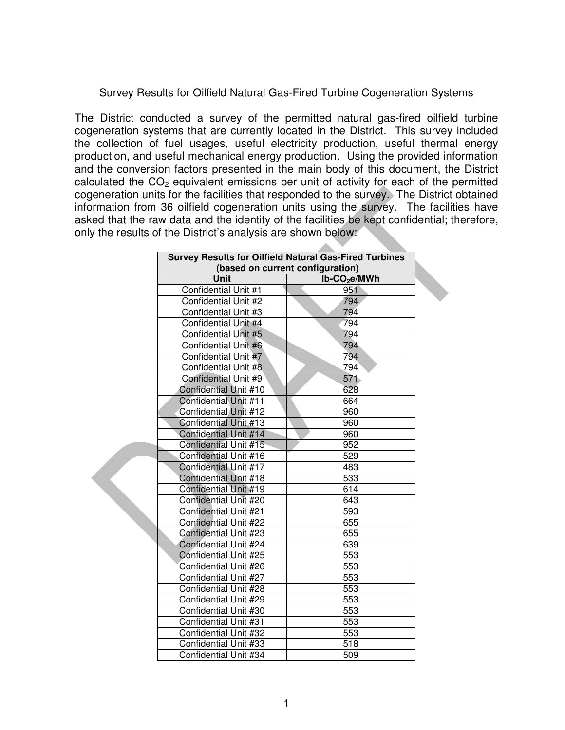Survey Results for Oilfield Natural Gas-Fired Turbine Cogeneration Systems

The District conducted a survey of the permitted natural gas-fired oilfield turbine cogeneration systems that are currently located in the District. This survey included the collection of fuel usages, useful electricity production, useful thermal energy production, and useful mechanical energy production. Using the provided information and the conversion factors presented in the main body of this document, the District calculated the $CO_2$ equivalent emissions per unit of activity for each of the permitted cogeneration units for the facilities that responded to the survey. The District obtained information from 36 oilfield cogeneration units using the survey. The facilities have asked that the raw data and the identity of the facilities be kept confidential; therefore, only the results of the District's analysis are shown below:

| Survey Results for Oilfield Natural Gas-Fired Turbines (based on current configuration) | |
|---|---|
| **Unit** | **lb-$CO_2$e/MWh** |
| Confidential Unit #1 | 951 |
| Confidential Unit #2 | 794 |
| Confidential Unit #3 | 794 |
| Confidential Unit #4 | 794 |
| Confidential Unit #5 | 794 |
| Confidential Unit #6 | 794 |
| Confidential Unit #7 | 794 |
| Confidential Unit #8 | 794 |
| Confidential Unit #9 | 571 |
| Confidential Unit #10 | 628 |
| Confidential Unit #11 | 664 |
| Confidential Unit #12 | 960 |
| Confidential Unit #13 | 960 |
| Confidential Unit #14 | 960 |
| Confidential Unit #15 | 952 |
| Confidential Unit #16 | 529 |
| Confidential Unit #17 | 483 |
| Confidential Unit #18 | 533 |
| Confidential Unit #19 | 614 |
| Confidential Unit #20 | 643 |
| Confidential Unit #21 | 593 |
| Confidential Unit #22 | 655 |
| Confidential Unit #23 | 655 |
| Confidential Unit #24 | 639 |
| Confidential Unit #25 | 553 |
| Confidential Unit #26 | 553 |
| Confidential Unit #27 | 553 |
| Confidential Unit #28 | 553 |
| Confidential Unit #29 | 553 |
| Confidential Unit #30 | 553 |
| Confidential Unit #31 | 553 |
| Confidential Unit #32 | 553 |
| Confidential Unit #33 | 518 |
| Confidential Unit #34 | 509 |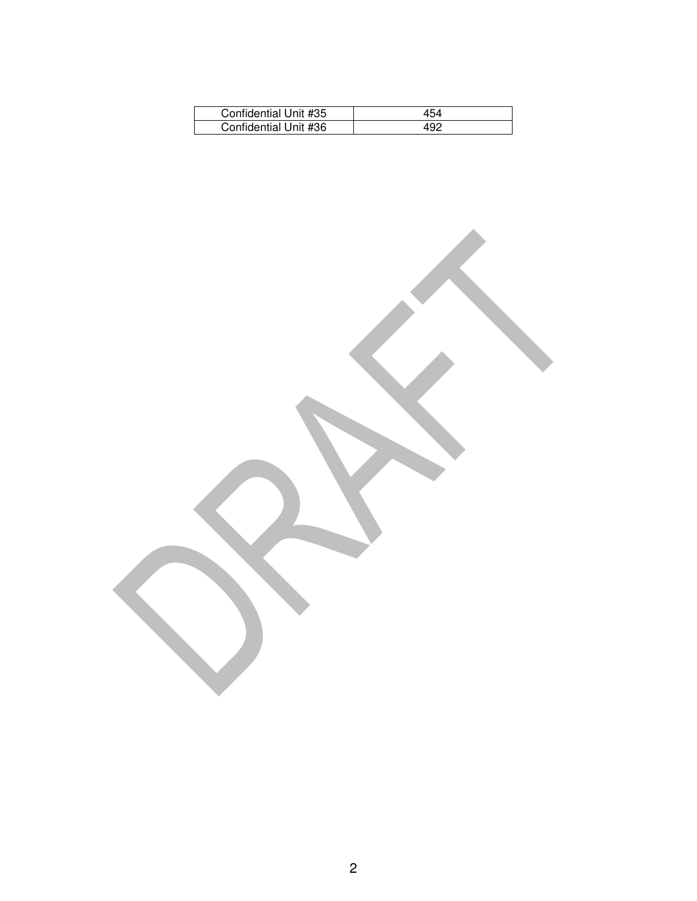| | |
|---|---|
| Confidential Unit #35 | 454 |
| Confidential Unit #36 | 492 |

DRAFT